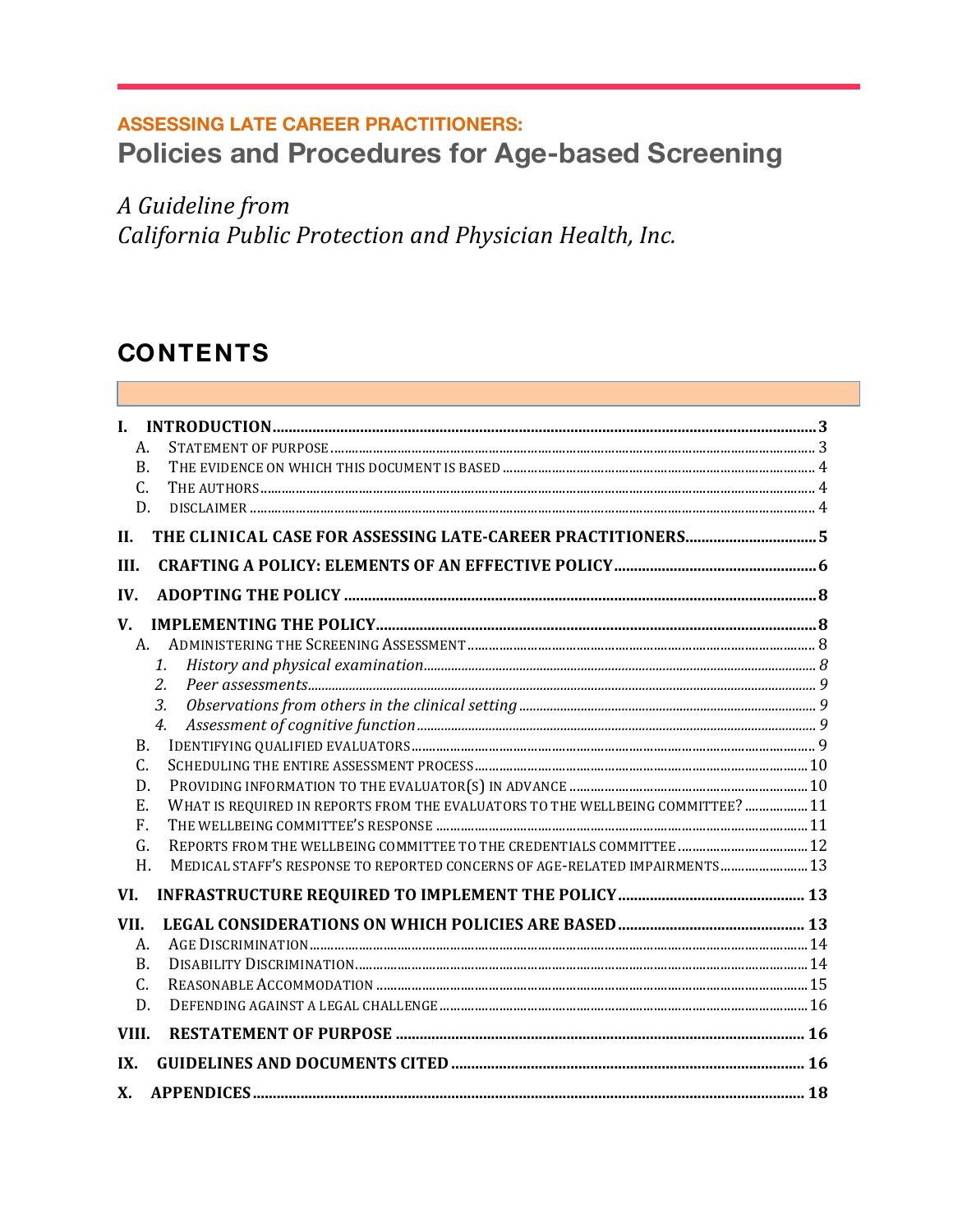**ASSESSING LATE CAREER PRACTITIONERS:**

# Policies and Procedures for Age-based Screening

*A Guideline from*
*California Public Protection and Physician Health, Inc.*

## CONTENTS

- **I. INTRODUCTION** ........ 3
  - A. Statement of purpose ........ 3
  - B. The evidence on which this document is based ........ 4
  - C. The authors ........ 4
  - D. disclaimer ........ 4
- **II. THE CLINICAL CASE FOR ASSESSING LATE-CAREER PRACTITIONERS** ........ 5
- **III. CRAFTING A POLICY: ELEMENTS OF AN EFFECTIVE POLICY** ........ 6
- **IV. ADOPTING THE POLICY** ........ 8
- **V. IMPLEMENTING THE POLICY** ........ 8
  - A. Administering the Screening Assessment ........ 8
    1. *History and physical examination* ........ 8
    2. *Peer assessments* ........ 9
    3. *Observations from others in the clinical setting* ........ 9
    4. *Assessment of cognitive function* ........ 9
  - B. Identifying qualified evaluators ........ 9
  - C. Scheduling the entire assessment process ........ 10
  - D. Providing information to the evaluator(s) in advance ........ 10
  - E. What is required in reports from the evaluators to the wellbeing committee? ........ 11
  - F. The wellbeing committee's response ........ 11
  - G. Reports from the wellbeing committee to the credentials committee ........ 12
  - H. Medical staff's response to reported concerns of age-related impairments ........ 13
- **VI. INFRASTRUCTURE REQUIRED TO IMPLEMENT THE POLICY** ........ 13
- **VII. LEGAL CONSIDERATIONS ON WHICH POLICIES ARE BASED** ........ 13
  - A. Age Discrimination ........ 14
  - B. Disability Discrimination ........ 14
  - C. Reasonable Accommodation ........ 15
  - D. Defending against a legal challenge ........ 16
- **VIII. RESTATEMENT OF PURPOSE** ........ 16
- **IX. GUIDELINES AND DOCUMENTS CITED** ........ 16
- **X. APPENDICES** ........ 18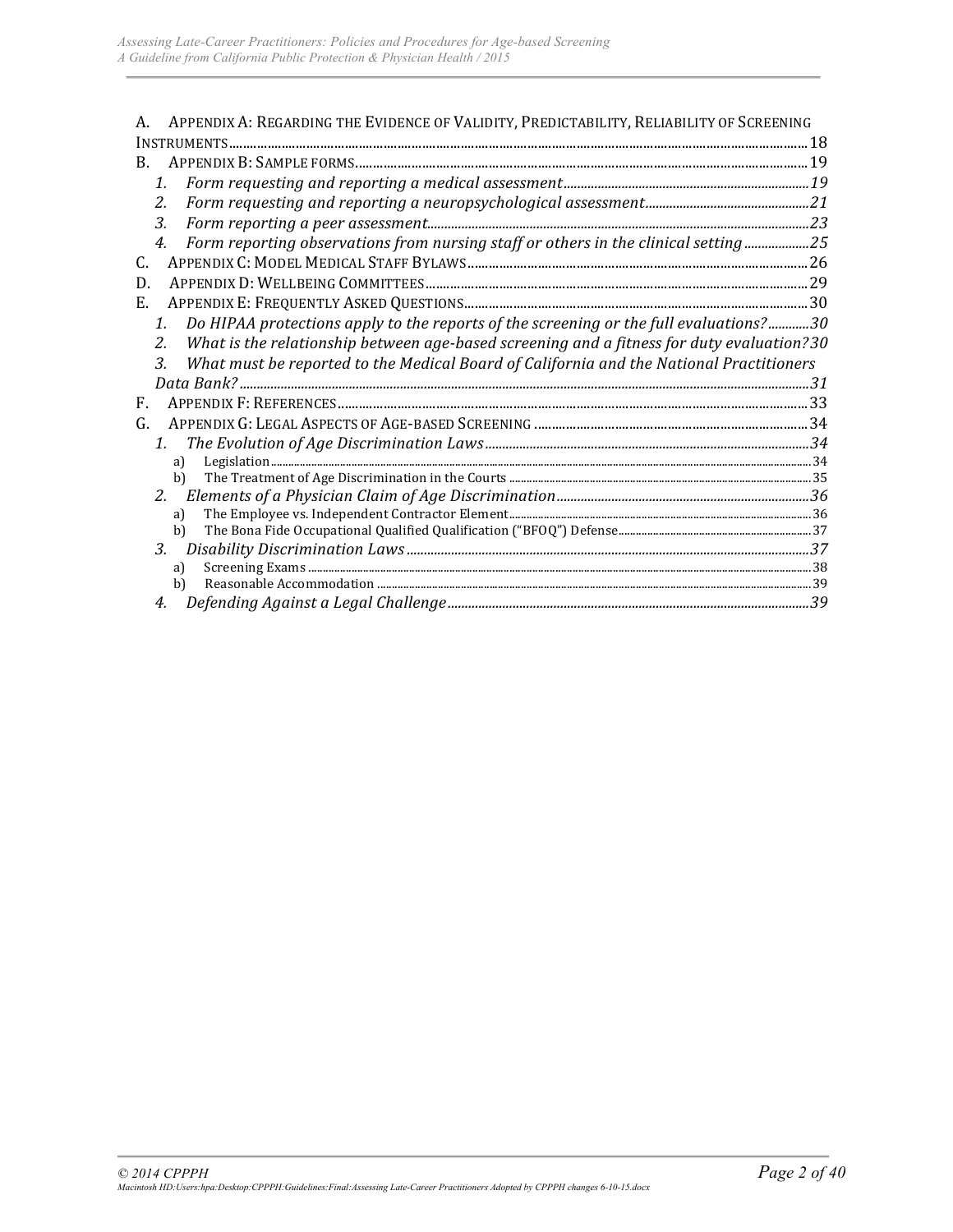A. Appendix A: Regarding the Evidence of Validity, Predictability, Reliability of Screening Instruments ........ 18

B. Appendix B: Sample forms ........ 19

1. *Form requesting and reporting a medical assessment* ........ 19
2. *Form requesting and reporting a neuropsychological assessment* ........ 21
3. *Form reporting a peer assessment* ........ 23
4. *Form reporting observations from nursing staff or others in the clinical setting* ........ 25

C. Appendix C: Model Medical Staff Bylaws ........ 26

D. Appendix D: Wellbeing Committees ........ 29

E. Appendix E: Frequently Asked Questions ........ 30

1. *Do HIPAA protections apply to the reports of the screening or the full evaluations?* ........ 30
2. *What is the relationship between age-based screening and a fitness for duty evaluation?* 30
3. *What must be reported to the Medical Board of California and the National Practitioners Data Bank?* ........ 31

F. Appendix F: References ........ 33

G. Appendix G: Legal Aspects of Age-based Screening ........ 34

1. *The Evolution of Age Discrimination Laws* ........ 34
   a) Legislation ........ 34
   b) The Treatment of Age Discrimination in the Courts ........ 35
2. *Elements of a Physician Claim of Age Discrimination* ........ 36
   a) The Employee vs. Independent Contractor Element ........ 36
   b) The Bona Fide Occupational Qualified Qualification ("BFOQ") Defense ........ 37
3. *Disability Discrimination Laws* ........ 37
   a) Screening Exams ........ 38
   b) Reasonable Accommodation ........ 39
4. *Defending Against a Legal Challenge* ........ 39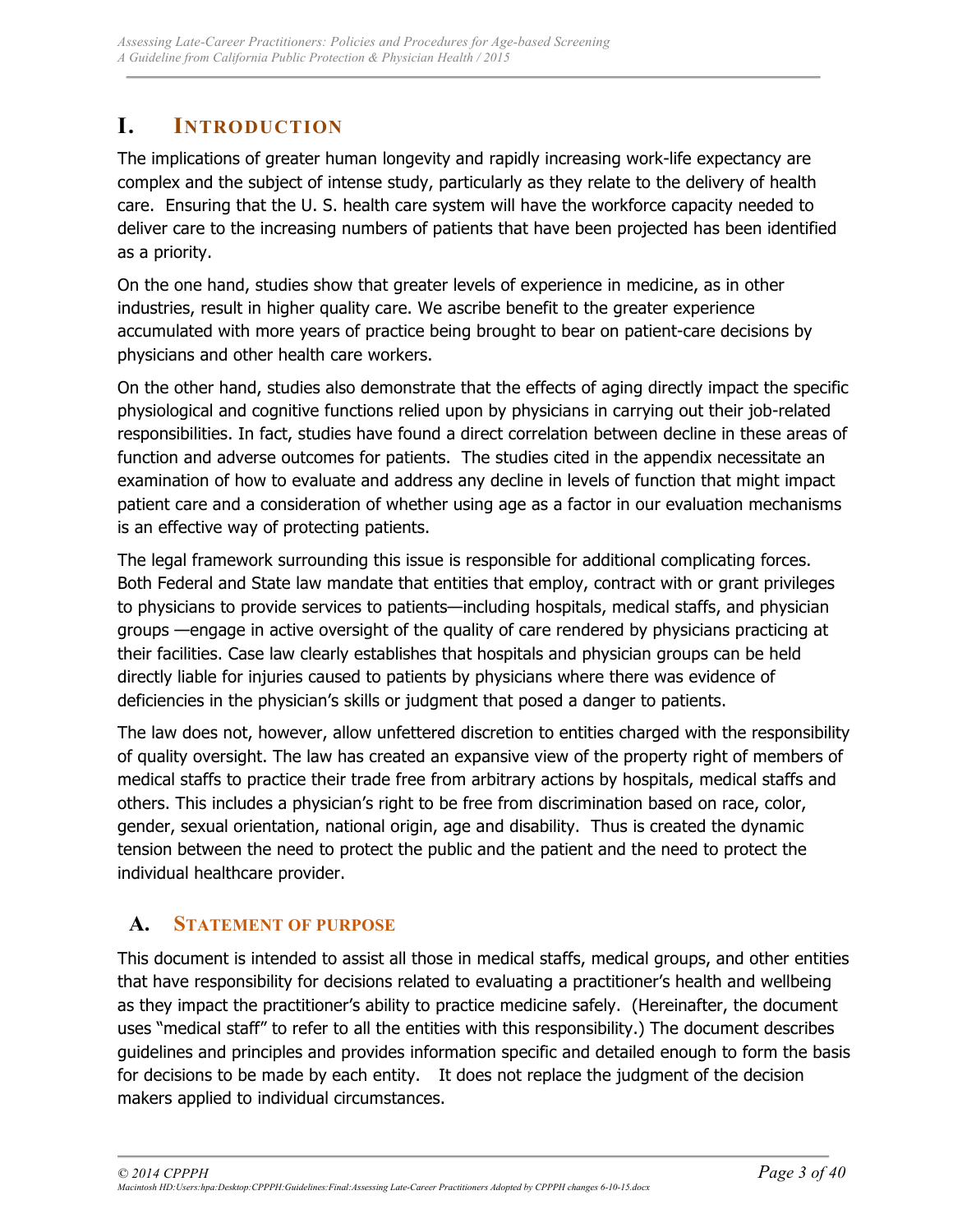# I. Introduction

The implications of greater human longevity and rapidly increasing work-life expectancy are complex and the subject of intense study, particularly as they relate to the delivery of health care. Ensuring that the U. S. health care system will have the workforce capacity needed to deliver care to the increasing numbers of patients that have been projected has been identified as a priority.

On the one hand, studies show that greater levels of experience in medicine, as in other industries, result in higher quality care. We ascribe benefit to the greater experience accumulated with more years of practice being brought to bear on patient-care decisions by physicians and other health care workers.

On the other hand, studies also demonstrate that the effects of aging directly impact the specific physiological and cognitive functions relied upon by physicians in carrying out their job-related responsibilities. In fact, studies have found a direct correlation between decline in these areas of function and adverse outcomes for patients. The studies cited in the appendix necessitate an examination of how to evaluate and address any decline in levels of function that might impact patient care and a consideration of whether using age as a factor in our evaluation mechanisms is an effective way of protecting patients.

The legal framework surrounding this issue is responsible for additional complicating forces. Both Federal and State law mandate that entities that employ, contract with or grant privileges to physicians to provide services to patients—including hospitals, medical staffs, and physician groups —engage in active oversight of the quality of care rendered by physicians practicing at their facilities. Case law clearly establishes that hospitals and physician groups can be held directly liable for injuries caused to patients by physicians where there was evidence of deficiencies in the physician's skills or judgment that posed a danger to patients.

The law does not, however, allow unfettered discretion to entities charged with the responsibility of quality oversight. The law has created an expansive view of the property right of members of medical staffs to practice their trade free from arbitrary actions by hospitals, medical staffs and others. This includes a physician's right to be free from discrimination based on race, color, gender, sexual orientation, national origin, age and disability. Thus is created the dynamic tension between the need to protect the public and the patient and the need to protect the individual healthcare provider.

## A. Statement of purpose

This document is intended to assist all those in medical staffs, medical groups, and other entities that have responsibility for decisions related to evaluating a practitioner's health and wellbeing as they impact the practitioner's ability to practice medicine safely. (Hereinafter, the document uses "medical staff" to refer to all the entities with this responsibility.) The document describes guidelines and principles and provides information specific and detailed enough to form the basis for decisions to be made by each entity. It does not replace the judgment of the decision makers applied to individual circumstances.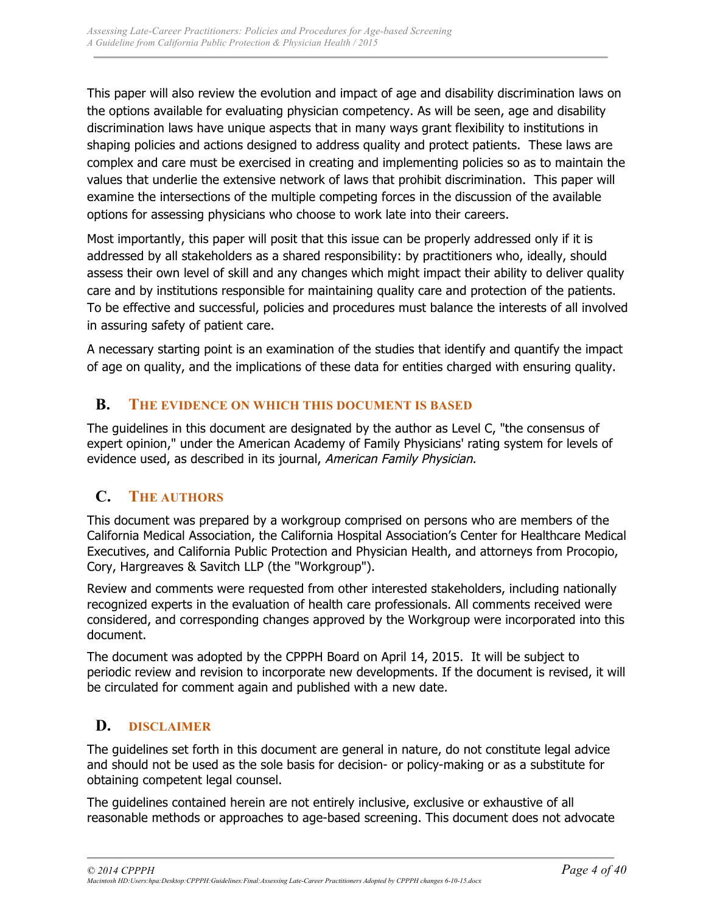This paper will also review the evolution and impact of age and disability discrimination laws on the options available for evaluating physician competency. As will be seen, age and disability discrimination laws have unique aspects that in many ways grant flexibility to institutions in shaping policies and actions designed to address quality and protect patients. These laws are complex and care must be exercised in creating and implementing policies so as to maintain the values that underlie the extensive network of laws that prohibit discrimination. This paper will examine the intersections of the multiple competing forces in the discussion of the available options for assessing physicians who choose to work late into their careers.

Most importantly, this paper will posit that this issue can be properly addressed only if it is addressed by all stakeholders as a shared responsibility: by practitioners who, ideally, should assess their own level of skill and any changes which might impact their ability to deliver quality care and by institutions responsible for maintaining quality care and protection of the patients. To be effective and successful, policies and procedures must balance the interests of all involved in assuring safety of patient care.

A necessary starting point is an examination of the studies that identify and quantify the impact of age on quality, and the implications of these data for entities charged with ensuring quality.

## B. The Evidence on Which This Document Is Based

The guidelines in this document are designated by the author as Level C, "the consensus of expert opinion," under the American Academy of Family Physicians' rating system for levels of evidence used, as described in its journal, *American Family Physician*.

## C. The Authors

This document was prepared by a workgroup comprised on persons who are members of the California Medical Association, the California Hospital Association's Center for Healthcare Medical Executives, and California Public Protection and Physician Health, and attorneys from Procopio, Cory, Hargreaves & Savitch LLP (the "Workgroup").

Review and comments were requested from other interested stakeholders, including nationally recognized experts in the evaluation of health care professionals. All comments received were considered, and corresponding changes approved by the Workgroup were incorporated into this document.

The document was adopted by the CPPPH Board on April 14, 2015. It will be subject to periodic review and revision to incorporate new developments. If the document is revised, it will be circulated for comment again and published with a new date.

## D. Disclaimer

The guidelines set forth in this document are general in nature, do not constitute legal advice and should not be used as the sole basis for decision- or policy-making or as a substitute for obtaining competent legal counsel.

The guidelines contained herein are not entirely inclusive, exclusive or exhaustive of all reasonable methods or approaches to age-based screening. This document does not advocate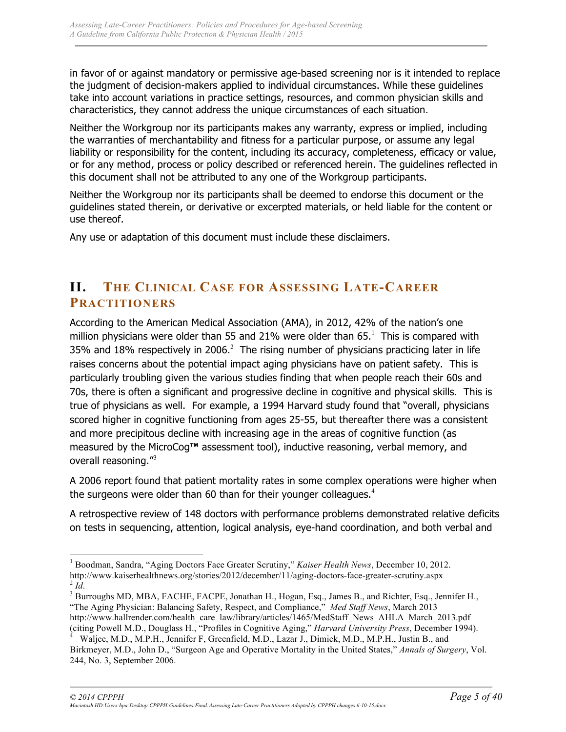in favor of or against mandatory or permissive age-based screening nor is it intended to replace the judgment of decision-makers applied to individual circumstances. While these guidelines take into account variations in practice settings, resources, and common physician skills and characteristics, they cannot address the unique circumstances of each situation.

Neither the Workgroup nor its participants makes any warranty, express or implied, including the warranties of merchantability and fitness for a particular purpose, or assume any legal liability or responsibility for the content, including its accuracy, completeness, efficacy or value, or for any method, process or policy described or referenced herein. The guidelines reflected in this document shall not be attributed to any one of the Workgroup participants.

Neither the Workgroup nor its participants shall be deemed to endorse this document or the guidelines stated therein, or derivative or excerpted materials, or held liable for the content or use thereof.

Any use or adaptation of this document must include these disclaimers.

## II. THE CLINICAL CASE FOR ASSESSING LATE-CAREER PRACTITIONERS

According to the American Medical Association (AMA), in 2012, 42% of the nation's one million physicians were older than 55 and 21% were older than 65.[1] This is compared with 35% and 18% respectively in 2006.[2] The rising number of physicians practicing later in life raises concerns about the potential impact aging physicians have on patient safety. This is particularly troubling given the various studies finding that when people reach their 60s and 70s, there is often a significant and progressive decline in cognitive and physical skills. This is true of physicians as well. For example, a 1994 Harvard study found that "overall, physicians scored higher in cognitive functioning from ages 25-55, but thereafter there was a consistent and more precipitous decline with increasing age in the areas of cognitive function (as measured by the MicroCog™ assessment tool), inductive reasoning, verbal memory, and overall reasoning."[3]

A 2006 report found that patient mortality rates in some complex operations were higher when the surgeons were older than 60 than for their younger colleagues.[4]

A retrospective review of 148 doctors with performance problems demonstrated relative deficits on tests in sequencing, attention, logical analysis, eye-hand coordination, and both verbal and

---

[1] Boodman, Sandra, "Aging Doctors Face Greater Scrutiny," *Kaiser Health News*, December 10, 2012. http://www.kaiserhealthnews.org/stories/2012/december/11/aging-doctors-face-greater-scrutiny.aspx

[2] *Id*.

[3] Burroughs MD, MBA, FACHE, FACPE, Jonathan H., Hogan, Esq., James B., and Richter, Esq., Jennifer H., "The Aging Physician: Balancing Safety, Respect, and Compliance," *Med Staff News*, March 2013 http://www.hallrender.com/health_care_law/library/articles/1465/MedStaff_News_AHLA_March_2013.pdf (citing Powell M.D., Douglass H., "Profiles in Cognitive Aging," *Harvard University Press*, December 1994).

[4] Waljee, M.D., M.P.H., Jennifer F, Greenfield, M.D., Lazar J., Dimick, M.D., M.P.H., Justin B., and Birkmeyer, M.D., John D., "Surgeon Age and Operative Mortality in the United States," *Annals of Surgery*, Vol. 244, No. 3, September 2006.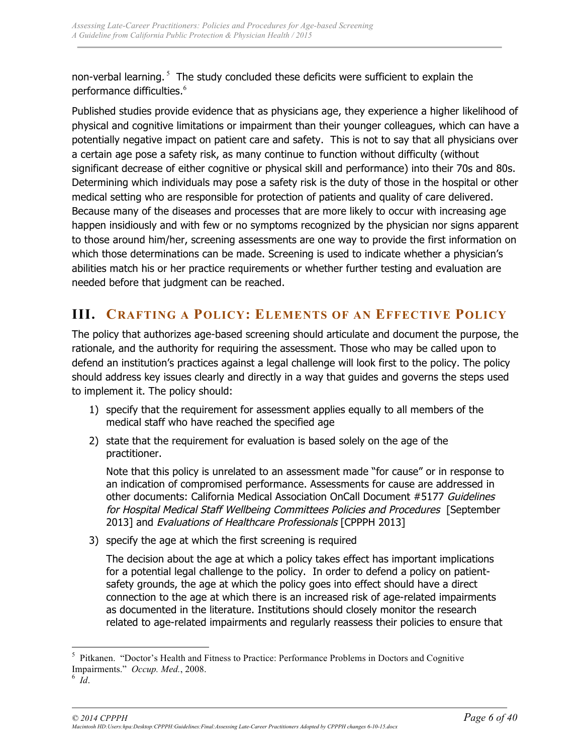non-verbal learning.[5] The study concluded these deficits were sufficient to explain the performance difficulties.[6]

Published studies provide evidence that as physicians age, they experience a higher likelihood of physical and cognitive limitations or impairment than their younger colleagues, which can have a potentially negative impact on patient care and safety. This is not to say that all physicians over a certain age pose a safety risk, as many continue to function without difficulty (without significant decrease of either cognitive or physical skill and performance) into their 70s and 80s. Determining which individuals may pose a safety risk is the duty of those in the hospital or other medical setting who are responsible for protection of patients and quality of care delivered. Because many of the diseases and processes that are more likely to occur with increasing age happen insidiously and with few or no symptoms recognized by the physician nor signs apparent to those around him/her, screening assessments are one way to provide the first information on which those determinations can be made. Screening is used to indicate whether a physician's abilities match his or her practice requirements or whether further testing and evaluation are needed before that judgment can be reached.

## III. Crafting a Policy: Elements of an Effective Policy

The policy that authorizes age-based screening should articulate and document the purpose, the rationale, and the authority for requiring the assessment. Those who may be called upon to defend an institution's practices against a legal challenge will look first to the policy. The policy should address key issues clearly and directly in a way that guides and governs the steps used to implement it. The policy should:

1) specify that the requirement for assessment applies equally to all members of the medical staff who have reached the specified age

2) state that the requirement for evaluation is based solely on the age of the practitioner.

   Note that this policy is unrelated to an assessment made "for cause" or in response to an indication of compromised performance. Assessments for cause are addressed in other documents: California Medical Association OnCall Document #5177 *Guidelines for Hospital Medical Staff Wellbeing Committees Policies and Procedures* [September 2013] and *Evaluations of Healthcare Professionals* [CPPPH 2013]

3) specify the age at which the first screening is required

   The decision about the age at which a policy takes effect has important implications for a potential legal challenge to the policy. In order to defend a policy on patient-safety grounds, the age at which the policy goes into effect should have a direct connection to the age at which there is an increased risk of age-related impairments as documented in the literature. Institutions should closely monitor the research related to age-related impairments and regularly reassess their policies to ensure that

---

[5] Pitkanen. "Doctor's Health and Fitness to Practice: Performance Problems in Doctors and Cognitive Impairments." *Occup. Med.*, 2008.

[6] *Id.*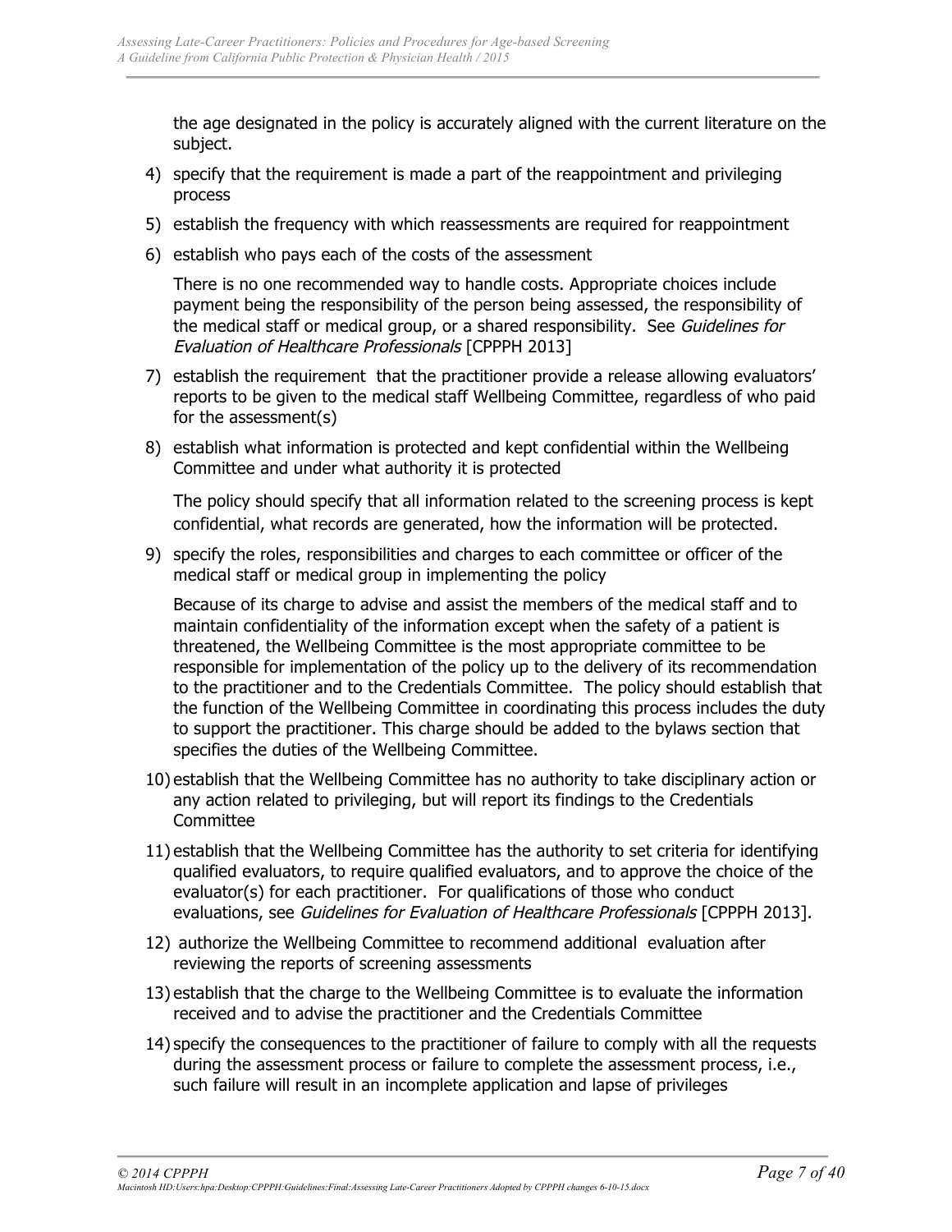the age designated in the policy is accurately aligned with the current literature on the subject.

4) specify that the requirement is made a part of the reappointment and privileging process
5) establish the frequency with which reassessments are required for reappointment
6) establish who pays each of the costs of the assessment

   There is no one recommended way to handle costs. Appropriate choices include payment being the responsibility of the person being assessed, the responsibility of the medical staff or medical group, or a shared responsibility. See *Guidelines for Evaluation of Healthcare Professionals* [CPPPH 2013]

7) establish the requirement that the practitioner provide a release allowing evaluators' reports to be given to the medical staff Wellbeing Committee, regardless of who paid for the assessment(s)
8) establish what information is protected and kept confidential within the Wellbeing Committee and under what authority it is protected

   The policy should specify that all information related to the screening process is kept confidential, what records are generated, how the information will be protected.

9) specify the roles, responsibilities and charges to each committee or officer of the medical staff or medical group in implementing the policy

   Because of its charge to advise and assist the members of the medical staff and to maintain confidentiality of the information except when the safety of a patient is threatened, the Wellbeing Committee is the most appropriate committee to be responsible for implementation of the policy up to the delivery of its recommendation to the practitioner and to the Credentials Committee. The policy should establish that the function of the Wellbeing Committee in coordinating this process includes the duty to support the practitioner. This charge should be added to the bylaws section that specifies the duties of the Wellbeing Committee.

10) establish that the Wellbeing Committee has no authority to take disciplinary action or any action related to privileging, but will report its findings to the Credentials Committee
11) establish that the Wellbeing Committee has the authority to set criteria for identifying qualified evaluators, to require qualified evaluators, and to approve the choice of the evaluator(s) for each practitioner. For qualifications of those who conduct evaluations, see *Guidelines for Evaluation of Healthcare Professionals* [CPPPH 2013].
12) authorize the Wellbeing Committee to recommend additional evaluation after reviewing the reports of screening assessments
13) establish that the charge to the Wellbeing Committee is to evaluate the information received and to advise the practitioner and the Credentials Committee
14) specify the consequences to the practitioner of failure to comply with all the requests during the assessment process or failure to complete the assessment process, i.e., such failure will result in an incomplete application and lapse of privileges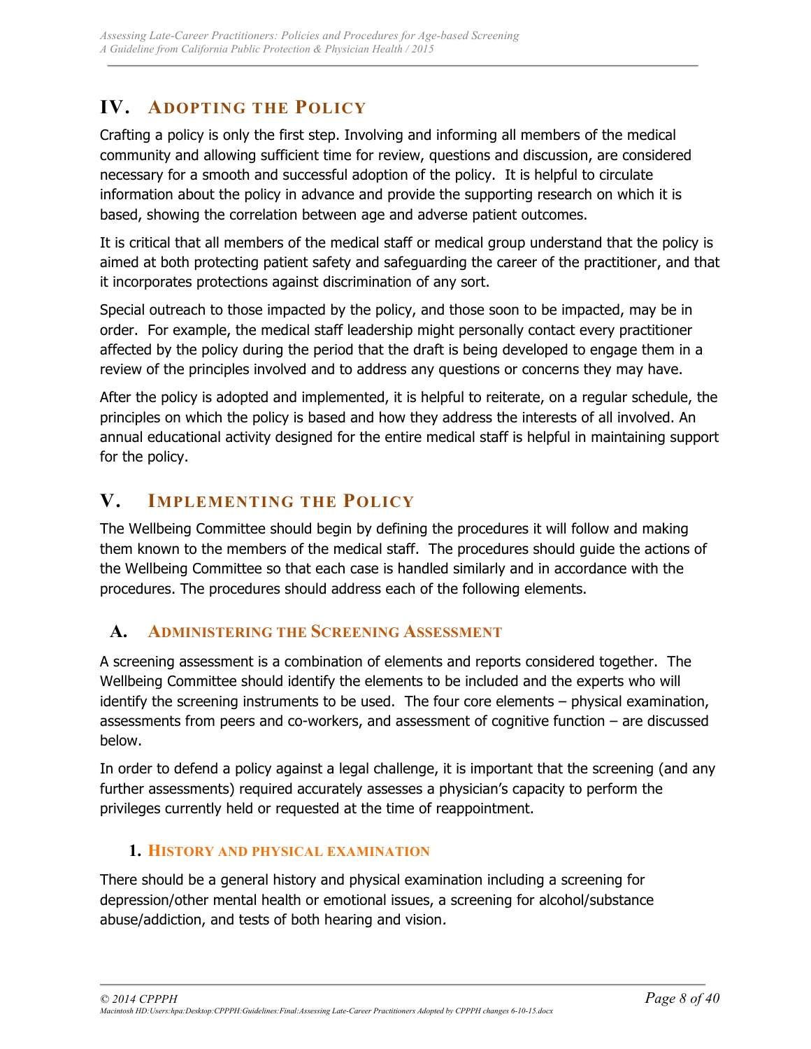## IV. Adopting the Policy

Crafting a policy is only the first step. Involving and informing all members of the medical community and allowing sufficient time for review, questions and discussion, are considered necessary for a smooth and successful adoption of the policy. It is helpful to circulate information about the policy in advance and provide the supporting research on which it is based, showing the correlation between age and adverse patient outcomes.

It is critical that all members of the medical staff or medical group understand that the policy is aimed at both protecting patient safety and safeguarding the career of the practitioner, and that it incorporates protections against discrimination of any sort.

Special outreach to those impacted by the policy, and those soon to be impacted, may be in order. For example, the medical staff leadership might personally contact every practitioner affected by the policy during the period that the draft is being developed to engage them in a review of the principles involved and to address any questions or concerns they may have.

After the policy is adopted and implemented, it is helpful to reiterate, on a regular schedule, the principles on which the policy is based and how they address the interests of all involved. An annual educational activity designed for the entire medical staff is helpful in maintaining support for the policy.

## V. Implementing the Policy

The Wellbeing Committee should begin by defining the procedures it will follow and making them known to the members of the medical staff. The procedures should guide the actions of the Wellbeing Committee so that each case is handled similarly and in accordance with the procedures. The procedures should address each of the following elements.

### A. Administering the Screening Assessment

A screening assessment is a combination of elements and reports considered together. The Wellbeing Committee should identify the elements to be included and the experts who will identify the screening instruments to be used. The four core elements – physical examination, assessments from peers and co-workers, and assessment of cognitive function – are discussed below.

In order to defend a policy against a legal challenge, it is important that the screening (and any further assessments) required accurately assesses a physician's capacity to perform the privileges currently held or requested at the time of reappointment.

#### 1. History and physical examination

There should be a general history and physical examination including a screening for depression/other mental health or emotional issues, a screening for alcohol/substance abuse/addiction, and tests of both hearing and vision.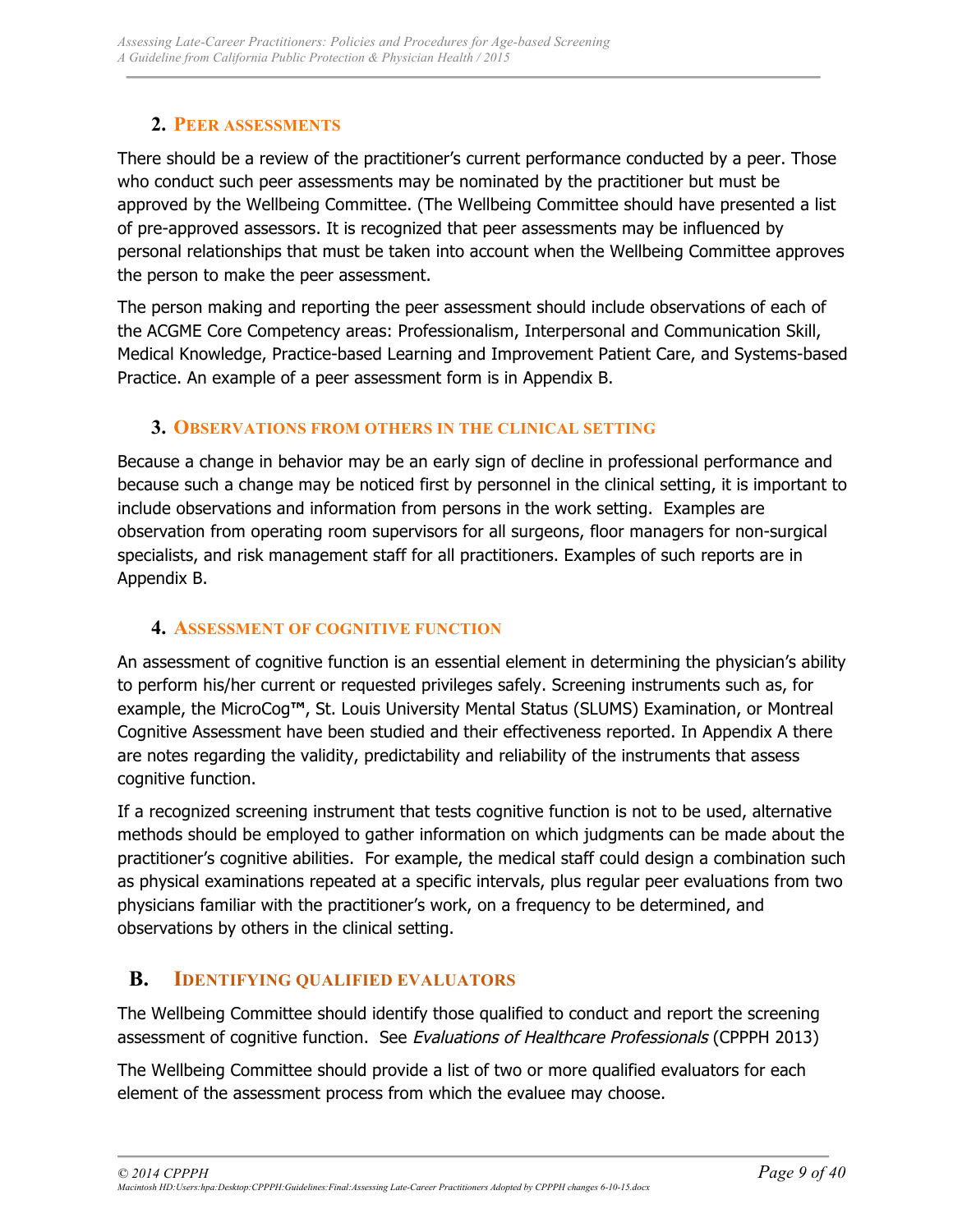### 2. Peer assessments

There should be a review of the practitioner's current performance conducted by a peer. Those who conduct such peer assessments may be nominated by the practitioner but must be approved by the Wellbeing Committee. (The Wellbeing Committee should have presented a list of pre-approved assessors. It is recognized that peer assessments may be influenced by personal relationships that must be taken into account when the Wellbeing Committee approves the person to make the peer assessment.

The person making and reporting the peer assessment should include observations of each of the ACGME Core Competency areas: Professionalism, Interpersonal and Communication Skill, Medical Knowledge, Practice-based Learning and Improvement Patient Care, and Systems-based Practice. An example of a peer assessment form is in Appendix B.

### 3. Observations from others in the clinical setting

Because a change in behavior may be an early sign of decline in professional performance and because such a change may be noticed first by personnel in the clinical setting, it is important to include observations and information from persons in the work setting. Examples are observation from operating room supervisors for all surgeons, floor managers for non-surgical specialists, and risk management staff for all practitioners. Examples of such reports are in Appendix B.

### 4. Assessment of cognitive function

An assessment of cognitive function is an essential element in determining the physician's ability to perform his/her current or requested privileges safely. Screening instruments such as, for example, the MicroCog™, St. Louis University Mental Status (SLUMS) Examination, or Montreal Cognitive Assessment have been studied and their effectiveness reported. In Appendix A there are notes regarding the validity, predictability and reliability of the instruments that assess cognitive function.

If a recognized screening instrument that tests cognitive function is not to be used, alternative methods should be employed to gather information on which judgments can be made about the practitioner's cognitive abilities. For example, the medical staff could design a combination such as physical examinations repeated at a specific intervals, plus regular peer evaluations from two physicians familiar with the practitioner's work, on a frequency to be determined, and observations by others in the clinical setting.

## B. Identifying qualified evaluators

The Wellbeing Committee should identify those qualified to conduct and report the screening assessment of cognitive function. See *Evaluations of Healthcare Professionals* (CPPPH 2013)

The Wellbeing Committee should provide a list of two or more qualified evaluators for each element of the assessment process from which the evaluee may choose.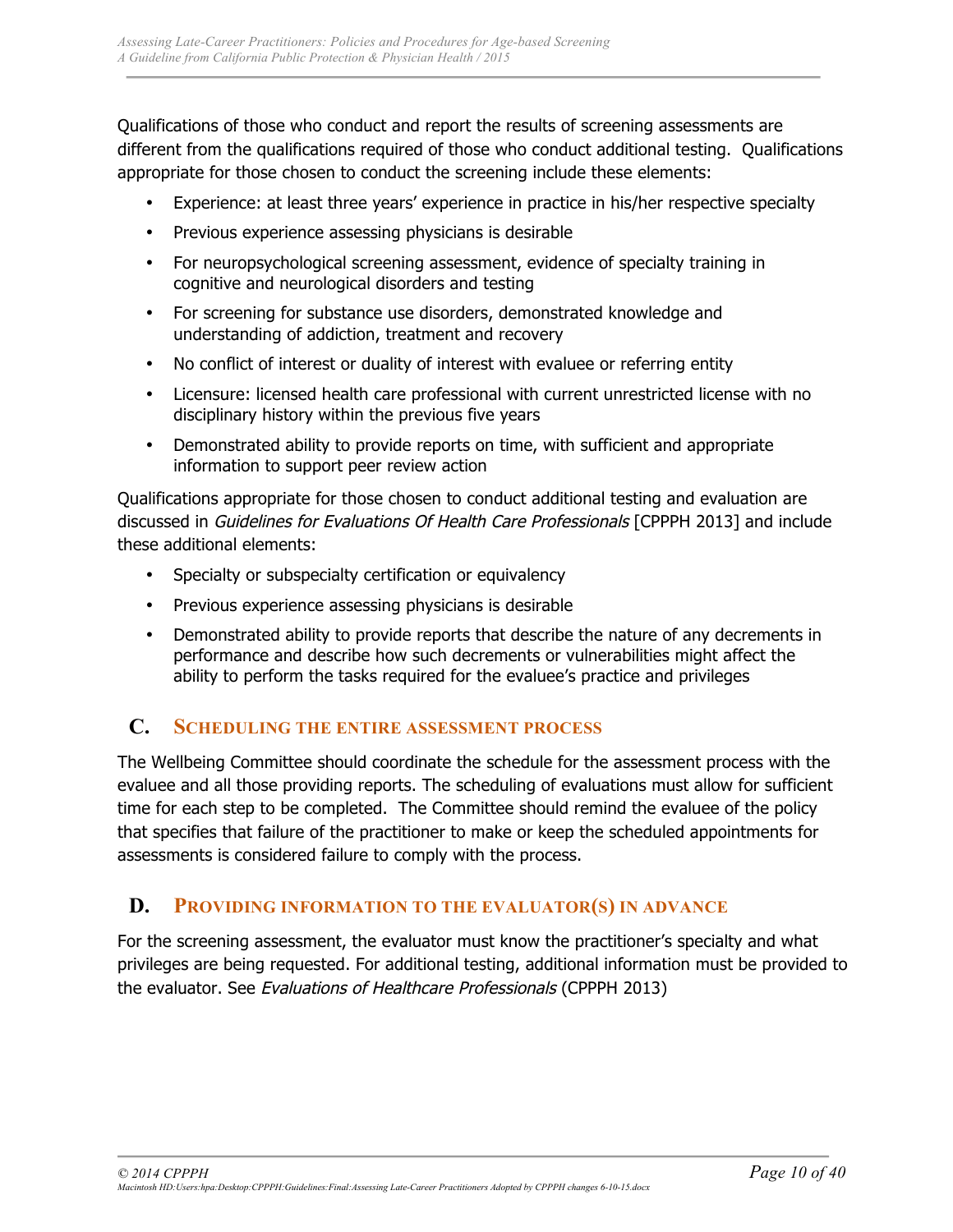Qualifications of those who conduct and report the results of screening assessments are different from the qualifications required of those who conduct additional testing. Qualifications appropriate for those chosen to conduct the screening include these elements:

- Experience: at least three years' experience in practice in his/her respective specialty
- Previous experience assessing physicians is desirable
- For neuropsychological screening assessment, evidence of specialty training in cognitive and neurological disorders and testing
- For screening for substance use disorders, demonstrated knowledge and understanding of addiction, treatment and recovery
- No conflict of interest or duality of interest with evaluee or referring entity
- Licensure: licensed health care professional with current unrestricted license with no disciplinary history within the previous five years
- Demonstrated ability to provide reports on time, with sufficient and appropriate information to support peer review action

Qualifications appropriate for those chosen to conduct additional testing and evaluation are discussed in *Guidelines for Evaluations Of Health Care Professionals* [CPPPH 2013] and include these additional elements:

- Specialty or subspecialty certification or equivalency
- Previous experience assessing physicians is desirable
- Demonstrated ability to provide reports that describe the nature of any decrements in performance and describe how such decrements or vulnerabilities might affect the ability to perform the tasks required for the evaluee's practice and privileges

## C. Scheduling the entire assessment process

The Wellbeing Committee should coordinate the schedule for the assessment process with the evaluee and all those providing reports. The scheduling of evaluations must allow for sufficient time for each step to be completed. The Committee should remind the evaluee of the policy that specifies that failure of the practitioner to make or keep the scheduled appointments for assessments is considered failure to comply with the process.

## D. Providing information to the evaluator(s) in advance

For the screening assessment, the evaluator must know the practitioner's specialty and what privileges are being requested. For additional testing, additional information must be provided to the evaluator. See *Evaluations of Healthcare Professionals* (CPPPH 2013)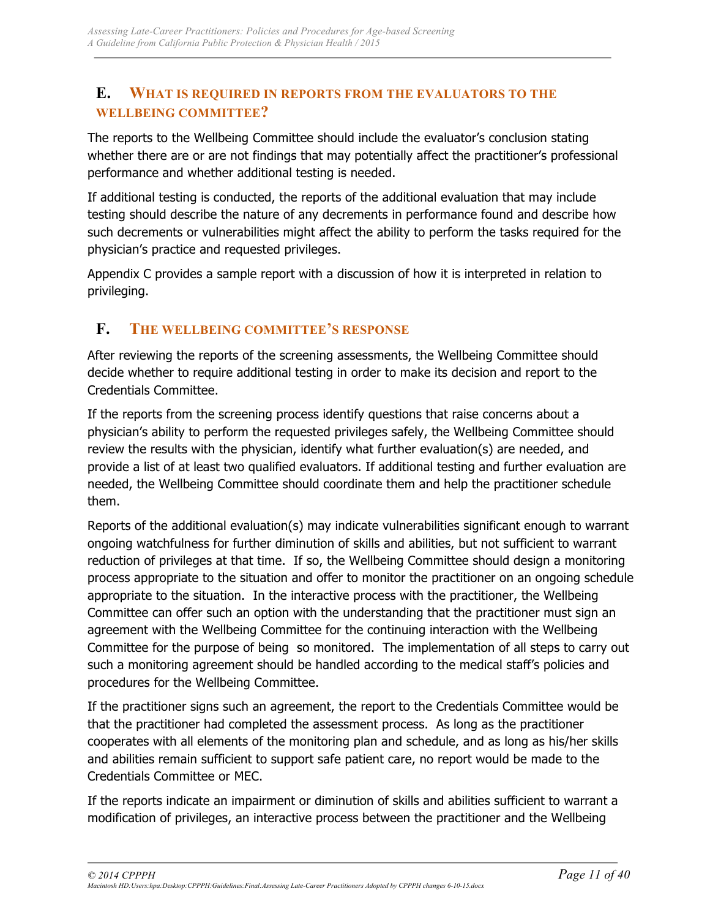## E. What is required in reports from the evaluators to the Wellbeing Committee?

The reports to the Wellbeing Committee should include the evaluator's conclusion stating whether there are or are not findings that may potentially affect the practitioner's professional performance and whether additional testing is needed.

If additional testing is conducted, the reports of the additional evaluation that may include testing should describe the nature of any decrements in performance found and describe how such decrements or vulnerabilities might affect the ability to perform the tasks required for the physician's practice and requested privileges.

Appendix C provides a sample report with a discussion of how it is interpreted in relation to privileging.

## F. The Wellbeing Committee's response

After reviewing the reports of the screening assessments, the Wellbeing Committee should decide whether to require additional testing in order to make its decision and report to the Credentials Committee.

If the reports from the screening process identify questions that raise concerns about a physician's ability to perform the requested privileges safely, the Wellbeing Committee should review the results with the physician, identify what further evaluation(s) are needed, and provide a list of at least two qualified evaluators. If additional testing and further evaluation are needed, the Wellbeing Committee should coordinate them and help the practitioner schedule them.

Reports of the additional evaluation(s) may indicate vulnerabilities significant enough to warrant ongoing watchfulness for further diminution of skills and abilities, but not sufficient to warrant reduction of privileges at that time. If so, the Wellbeing Committee should design a monitoring process appropriate to the situation and offer to monitor the practitioner on an ongoing schedule appropriate to the situation. In the interactive process with the practitioner, the Wellbeing Committee can offer such an option with the understanding that the practitioner must sign an agreement with the Wellbeing Committee for the continuing interaction with the Wellbeing Committee for the purpose of being so monitored. The implementation of all steps to carry out such a monitoring agreement should be handled according to the medical staff's policies and procedures for the Wellbeing Committee.

If the practitioner signs such an agreement, the report to the Credentials Committee would be that the practitioner had completed the assessment process. As long as the practitioner cooperates with all elements of the monitoring plan and schedule, and as long as his/her skills and abilities remain sufficient to support safe patient care, no report would be made to the Credentials Committee or MEC.

If the reports indicate an impairment or diminution of skills and abilities sufficient to warrant a modification of privileges, an interactive process between the practitioner and the Wellbeing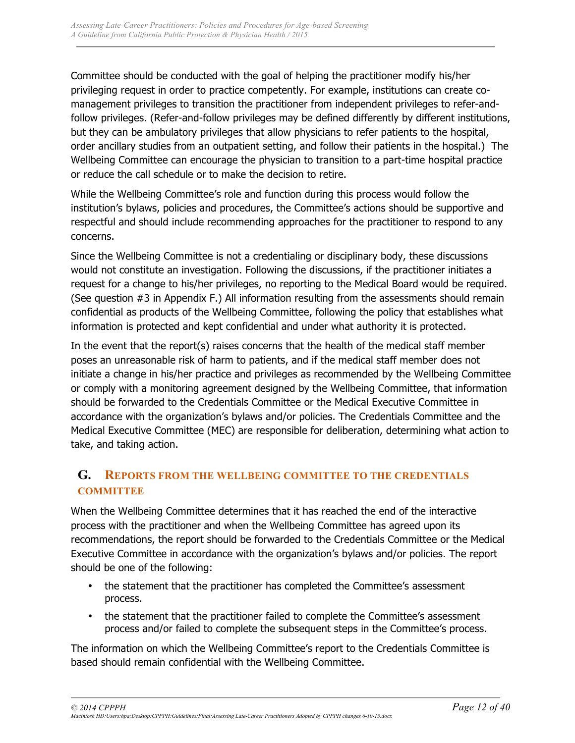Committee should be conducted with the goal of helping the practitioner modify his/her privileging request in order to practice competently. For example, institutions can create co-management privileges to transition the practitioner from independent privileges to refer-and-follow privileges. (Refer-and-follow privileges may be defined differently by different institutions, but they can be ambulatory privileges that allow physicians to refer patients to the hospital, order ancillary studies from an outpatient setting, and follow their patients in the hospital.) The Wellbeing Committee can encourage the physician to transition to a part-time hospital practice or reduce the call schedule or to make the decision to retire.

While the Wellbeing Committee's role and function during this process would follow the institution's bylaws, policies and procedures, the Committee's actions should be supportive and respectful and should include recommending approaches for the practitioner to respond to any concerns.

Since the Wellbeing Committee is not a credentialing or disciplinary body, these discussions would not constitute an investigation. Following the discussions, if the practitioner initiates a request for a change to his/her privileges, no reporting to the Medical Board would be required. (See question #3 in Appendix F.) All information resulting from the assessments should remain confidential as products of the Wellbeing Committee, following the policy that establishes what information is protected and kept confidential and under what authority it is protected.

In the event that the report(s) raises concerns that the health of the medical staff member poses an unreasonable risk of harm to patients, and if the medical staff member does not initiate a change in his/her practice and privileges as recommended by the Wellbeing Committee or comply with a monitoring agreement designed by the Wellbeing Committee, that information should be forwarded to the Credentials Committee or the Medical Executive Committee in accordance with the organization's bylaws and/or policies. The Credentials Committee and the Medical Executive Committee (MEC) are responsible for deliberation, determining what action to take, and taking action.

## G. Reports from the Wellbeing Committee to the Credentials Committee

When the Wellbeing Committee determines that it has reached the end of the interactive process with the practitioner and when the Wellbeing Committee has agreed upon its recommendations, the report should be forwarded to the Credentials Committee or the Medical Executive Committee in accordance with the organization's bylaws and/or policies. The report should be one of the following:

- the statement that the practitioner has completed the Committee's assessment process.
- the statement that the practitioner failed to complete the Committee's assessment process and/or failed to complete the subsequent steps in the Committee's process.

The information on which the Wellbeing Committee's report to the Credentials Committee is based should remain confidential with the Wellbeing Committee.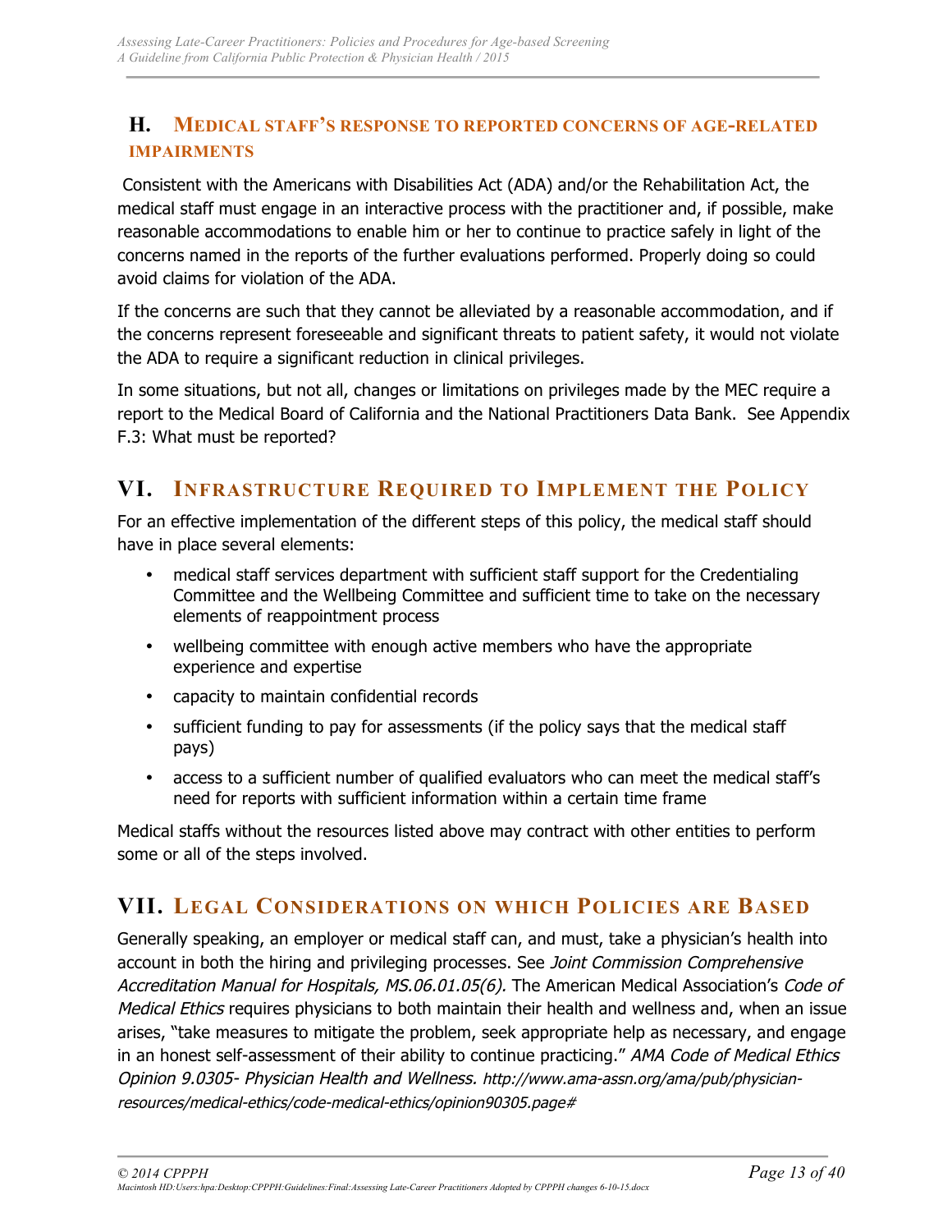### H. Medical staff's response to reported concerns of age-related impairments

Consistent with the Americans with Disabilities Act (ADA) and/or the Rehabilitation Act, the medical staff must engage in an interactive process with the practitioner and, if possible, make reasonable accommodations to enable him or her to continue to practice safely in light of the concerns named in the reports of the further evaluations performed. Properly doing so could avoid claims for violation of the ADA.

If the concerns are such that they cannot be alleviated by a reasonable accommodation, and if the concerns represent foreseeable and significant threats to patient safety, it would not violate the ADA to require a significant reduction in clinical privileges.

In some situations, but not all, changes or limitations on privileges made by the MEC require a report to the Medical Board of California and the National Practitioners Data Bank. See Appendix F.3: What must be reported?

## VI. Infrastructure Required to Implement the Policy

For an effective implementation of the different steps of this policy, the medical staff should have in place several elements:

- medical staff services department with sufficient staff support for the Credentialing Committee and the Wellbeing Committee and sufficient time to take on the necessary elements of reappointment process
- wellbeing committee with enough active members who have the appropriate experience and expertise
- capacity to maintain confidential records
- sufficient funding to pay for assessments (if the policy says that the medical staff pays)
- access to a sufficient number of qualified evaluators who can meet the medical staff's need for reports with sufficient information within a certain time frame

Medical staffs without the resources listed above may contract with other entities to perform some or all of the steps involved.

## VII. Legal Considerations on which Policies are Based

Generally speaking, an employer or medical staff can, and must, take a physician's health into account in both the hiring and privileging processes. See *Joint Commission Comprehensive Accreditation Manual for Hospitals, MS.06.01.05(6).* The American Medical Association's *Code of Medical Ethics* requires physicians to both maintain their health and wellness and, when an issue arises, "take measures to mitigate the problem, seek appropriate help as necessary, and engage in an honest self-assessment of their ability to continue practicing." *AMA Code of Medical Ethics Opinion 9.0305- Physician Health and Wellness. http://www.ama-assn.org/ama/pub/physician-resources/medical-ethics/code-medical-ethics/opinion90305.page#*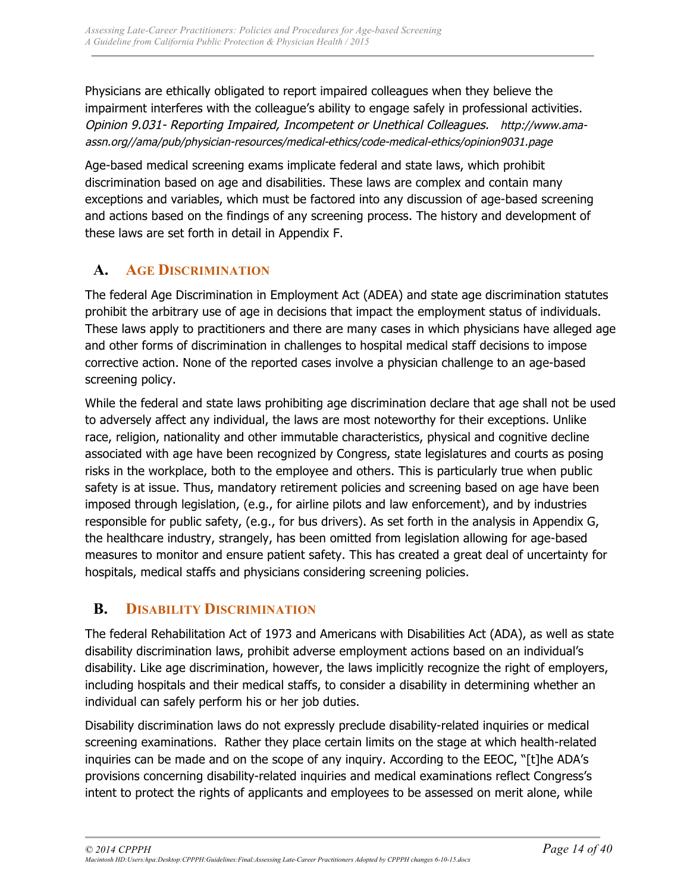Physicians are ethically obligated to report impaired colleagues when they believe the impairment interferes with the colleague's ability to engage safely in professional activities. *Opinion 9.031- Reporting Impaired, Incompetent or Unethical Colleagues.* *http://www.ama-assn.org//ama/pub/physician-resources/medical-ethics/code-medical-ethics/opinion9031.page*

Age-based medical screening exams implicate federal and state laws, which prohibit discrimination based on age and disabilities. These laws are complex and contain many exceptions and variables, which must be factored into any discussion of age-based screening and actions based on the findings of any screening process. The history and development of these laws are set forth in detail in Appendix F.

## A. Age Discrimination

The federal Age Discrimination in Employment Act (ADEA) and state age discrimination statutes prohibit the arbitrary use of age in decisions that impact the employment status of individuals. These laws apply to practitioners and there are many cases in which physicians have alleged age and other forms of discrimination in challenges to hospital medical staff decisions to impose corrective action. None of the reported cases involve a physician challenge to an age-based screening policy.

While the federal and state laws prohibiting age discrimination declare that age shall not be used to adversely affect any individual, the laws are most noteworthy for their exceptions. Unlike race, religion, nationality and other immutable characteristics, physical and cognitive decline associated with age have been recognized by Congress, state legislatures and courts as posing risks in the workplace, both to the employee and others. This is particularly true when public safety is at issue. Thus, mandatory retirement policies and screening based on age have been imposed through legislation, (e.g., for airline pilots and law enforcement), and by industries responsible for public safety, (e.g., for bus drivers). As set forth in the analysis in Appendix G, the healthcare industry, strangely, has been omitted from legislation allowing for age-based measures to monitor and ensure patient safety. This has created a great deal of uncertainty for hospitals, medical staffs and physicians considering screening policies.

## B. Disability Discrimination

The federal Rehabilitation Act of 1973 and Americans with Disabilities Act (ADA), as well as state disability discrimination laws, prohibit adverse employment actions based on an individual's disability. Like age discrimination, however, the laws implicitly recognize the right of employers, including hospitals and their medical staffs, to consider a disability in determining whether an individual can safely perform his or her job duties.

Disability discrimination laws do not expressly preclude disability-related inquiries or medical screening examinations. Rather they place certain limits on the stage at which health-related inquiries can be made and on the scope of any inquiry. According to the EEOC, "[t]he ADA's provisions concerning disability-related inquiries and medical examinations reflect Congress's intent to protect the rights of applicants and employees to be assessed on merit alone, while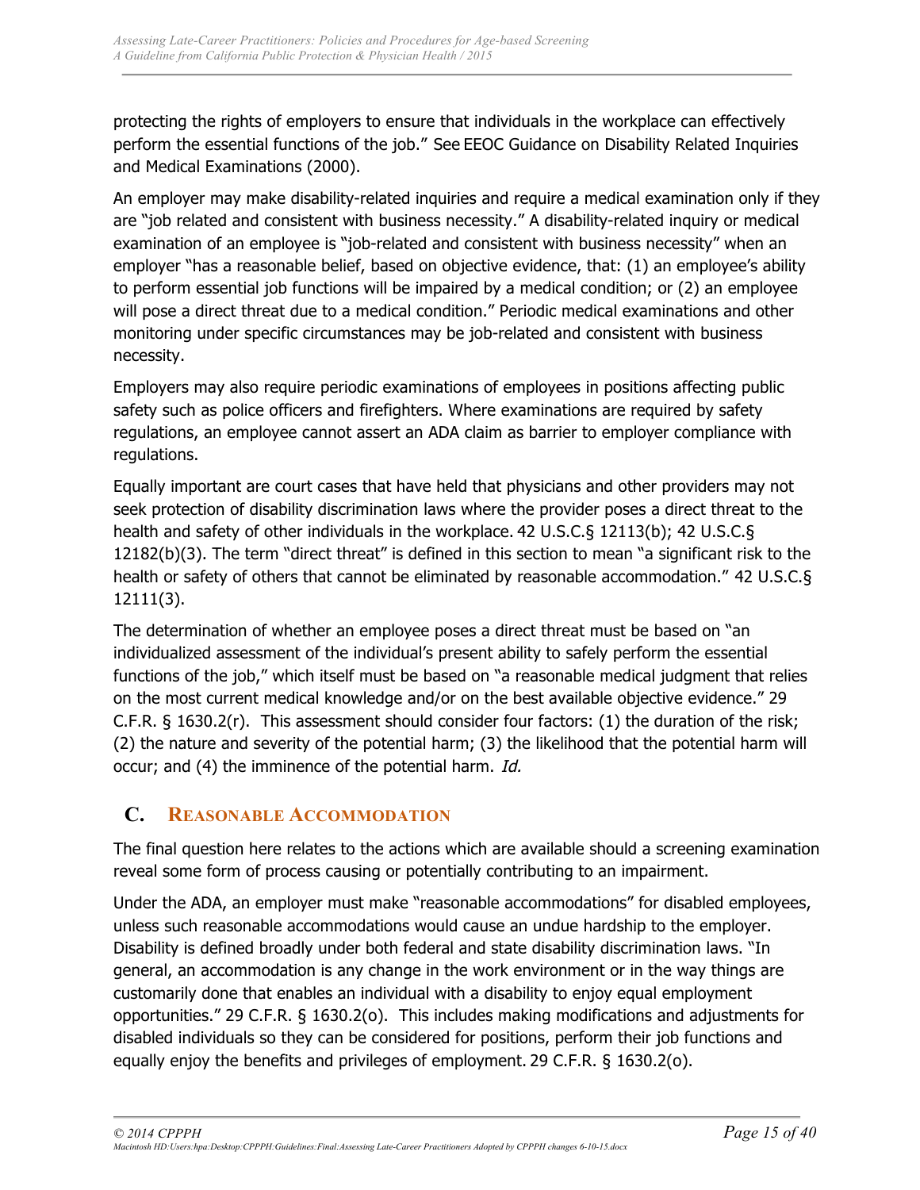protecting the rights of employers to ensure that individuals in the workplace can effectively perform the essential functions of the job." See EEOC Guidance on Disability Related Inquiries and Medical Examinations (2000).

An employer may make disability-related inquiries and require a medical examination only if they are "job related and consistent with business necessity." A disability-related inquiry or medical examination of an employee is "job-related and consistent with business necessity" when an employer "has a reasonable belief, based on objective evidence, that: (1) an employee's ability to perform essential job functions will be impaired by a medical condition; or (2) an employee will pose a direct threat due to a medical condition." Periodic medical examinations and other monitoring under specific circumstances may be job-related and consistent with business necessity.

Employers may also require periodic examinations of employees in positions affecting public safety such as police officers and firefighters. Where examinations are required by safety regulations, an employee cannot assert an ADA claim as barrier to employer compliance with regulations.

Equally important are court cases that have held that physicians and other providers may not seek protection of disability discrimination laws where the provider poses a direct threat to the health and safety of other individuals in the workplace. 42 U.S.C.§ 12113(b); 42 U.S.C.§ 12182(b)(3). The term "direct threat" is defined in this section to mean "a significant risk to the health or safety of others that cannot be eliminated by reasonable accommodation." 42 U.S.C.§ 12111(3).

The determination of whether an employee poses a direct threat must be based on "an individualized assessment of the individual's present ability to safely perform the essential functions of the job," which itself must be based on "a reasonable medical judgment that relies on the most current medical knowledge and/or on the best available objective evidence." 29 C.F.R. § 1630.2(r). This assessment should consider four factors: (1) the duration of the risk; (2) the nature and severity of the potential harm; (3) the likelihood that the potential harm will occur; and (4) the imminence of the potential harm. *Id.*

## C. Reasonable Accommodation

The final question here relates to the actions which are available should a screening examination reveal some form of process causing or potentially contributing to an impairment.

Under the ADA, an employer must make "reasonable accommodations" for disabled employees, unless such reasonable accommodations would cause an undue hardship to the employer. Disability is defined broadly under both federal and state disability discrimination laws. "In general, an accommodation is any change in the work environment or in the way things are customarily done that enables an individual with a disability to enjoy equal employment opportunities." 29 C.F.R. § 1630.2(o). This includes making modifications and adjustments for disabled individuals so they can be considered for positions, perform their job functions and equally enjoy the benefits and privileges of employment. 29 C.F.R. § 1630.2(o).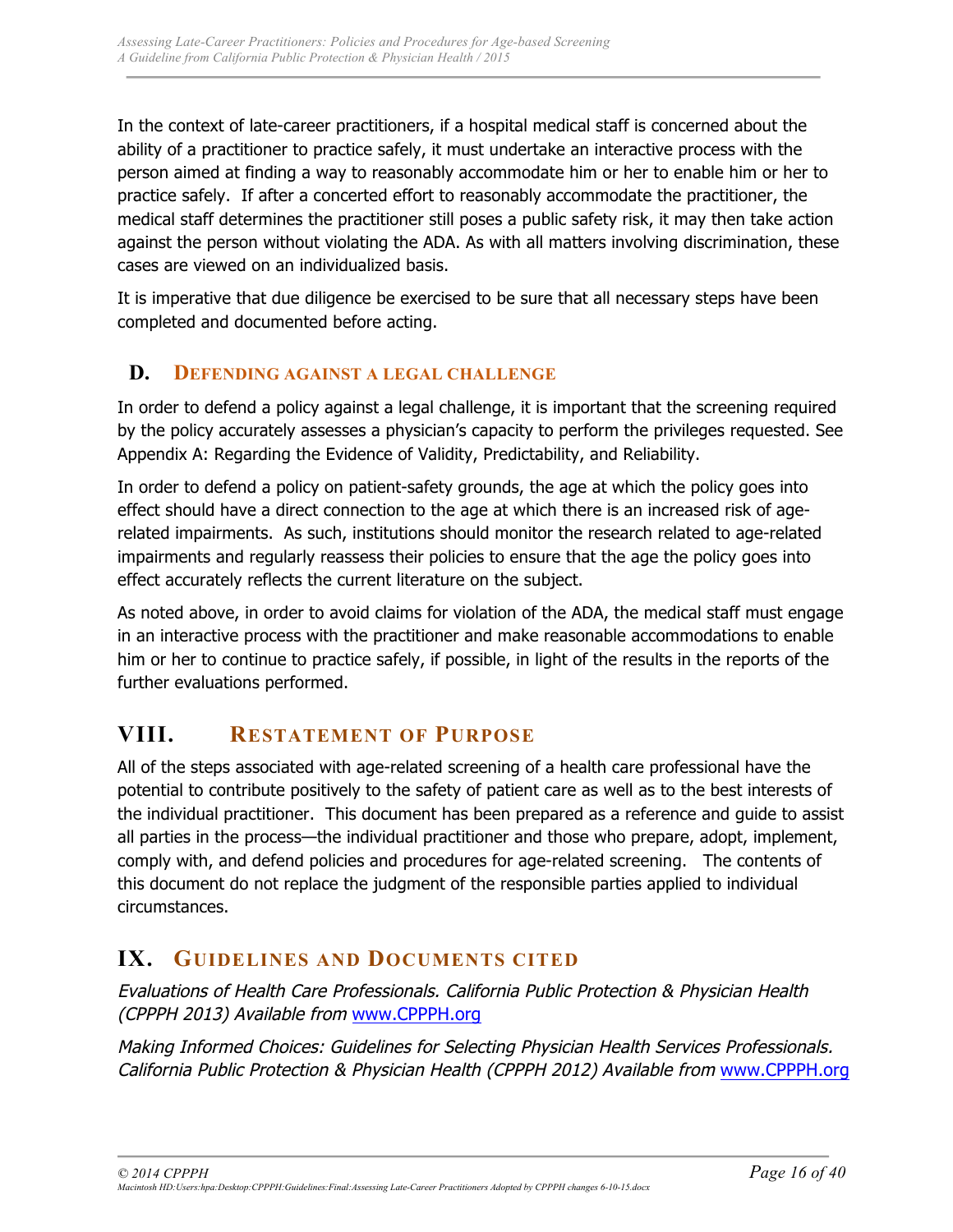In the context of late-career practitioners, if a hospital medical staff is concerned about the ability of a practitioner to practice safely, it must undertake an interactive process with the person aimed at finding a way to reasonably accommodate him or her to enable him or her to practice safely. If after a concerted effort to reasonably accommodate the practitioner, the medical staff determines the practitioner still poses a public safety risk, it may then take action against the person without violating the ADA. As with all matters involving discrimination, these cases are viewed on an individualized basis.

It is imperative that due diligence be exercised to be sure that all necessary steps have been completed and documented before acting.

### D. Defending against a legal challenge

In order to defend a policy against a legal challenge, it is important that the screening required by the policy accurately assesses a physician's capacity to perform the privileges requested. See Appendix A: Regarding the Evidence of Validity, Predictability, and Reliability.

In order to defend a policy on patient-safety grounds, the age at which the policy goes into effect should have a direct connection to the age at which there is an increased risk of age-related impairments. As such, institutions should monitor the research related to age-related impairments and regularly reassess their policies to ensure that the age the policy goes into effect accurately reflects the current literature on the subject.

As noted above, in order to avoid claims for violation of the ADA, the medical staff must engage in an interactive process with the practitioner and make reasonable accommodations to enable him or her to continue to practice safely, if possible, in light of the results in the reports of the further evaluations performed.

## VIII. Restatement of Purpose

All of the steps associated with age-related screening of a health care professional have the potential to contribute positively to the safety of patient care as well as to the best interests of the individual practitioner. This document has been prepared as a reference and guide to assist all parties in the process—the individual practitioner and those who prepare, adopt, implement, comply with, and defend policies and procedures for age-related screening. The contents of this document do not replace the judgment of the responsible parties applied to individual circumstances.

## IX. Guidelines and Documents cited

*Evaluations of Health Care Professionals. California Public Protection & Physician Health (CPPPH 2013) Available from* www.CPPPH.org

*Making Informed Choices: Guidelines for Selecting Physician Health Services Professionals. California Public Protection & Physician Health (CPPPH 2012) Available from* www.CPPPH.org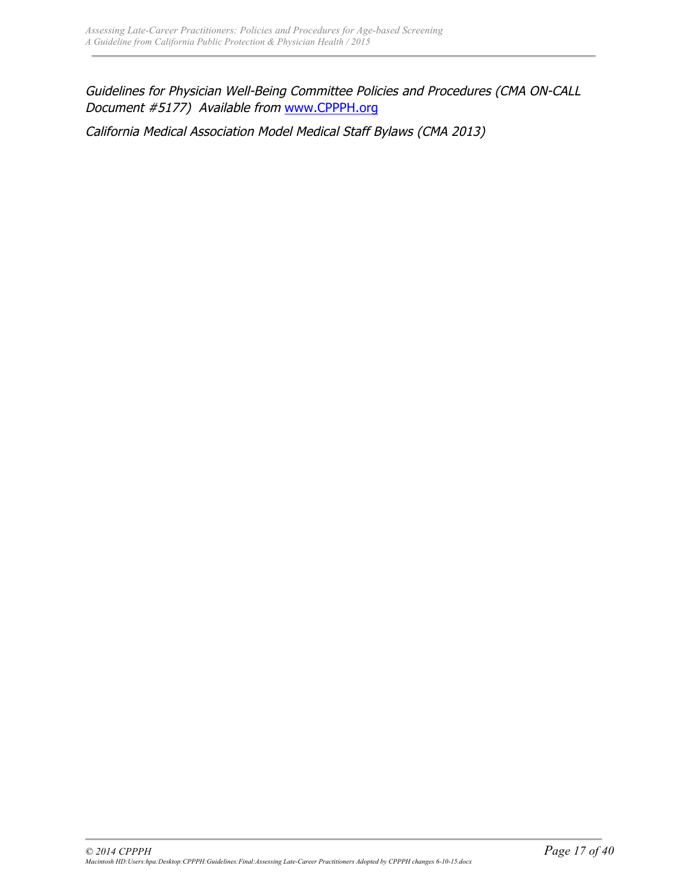*Guidelines for Physician Well-Being Committee Policies and Procedures (CMA ON-CALL Document #5177) Available from* [www.CPPPH.org](http://www.CPPPH.org)

*California Medical Association Model Medical Staff Bylaws (CMA 2013)*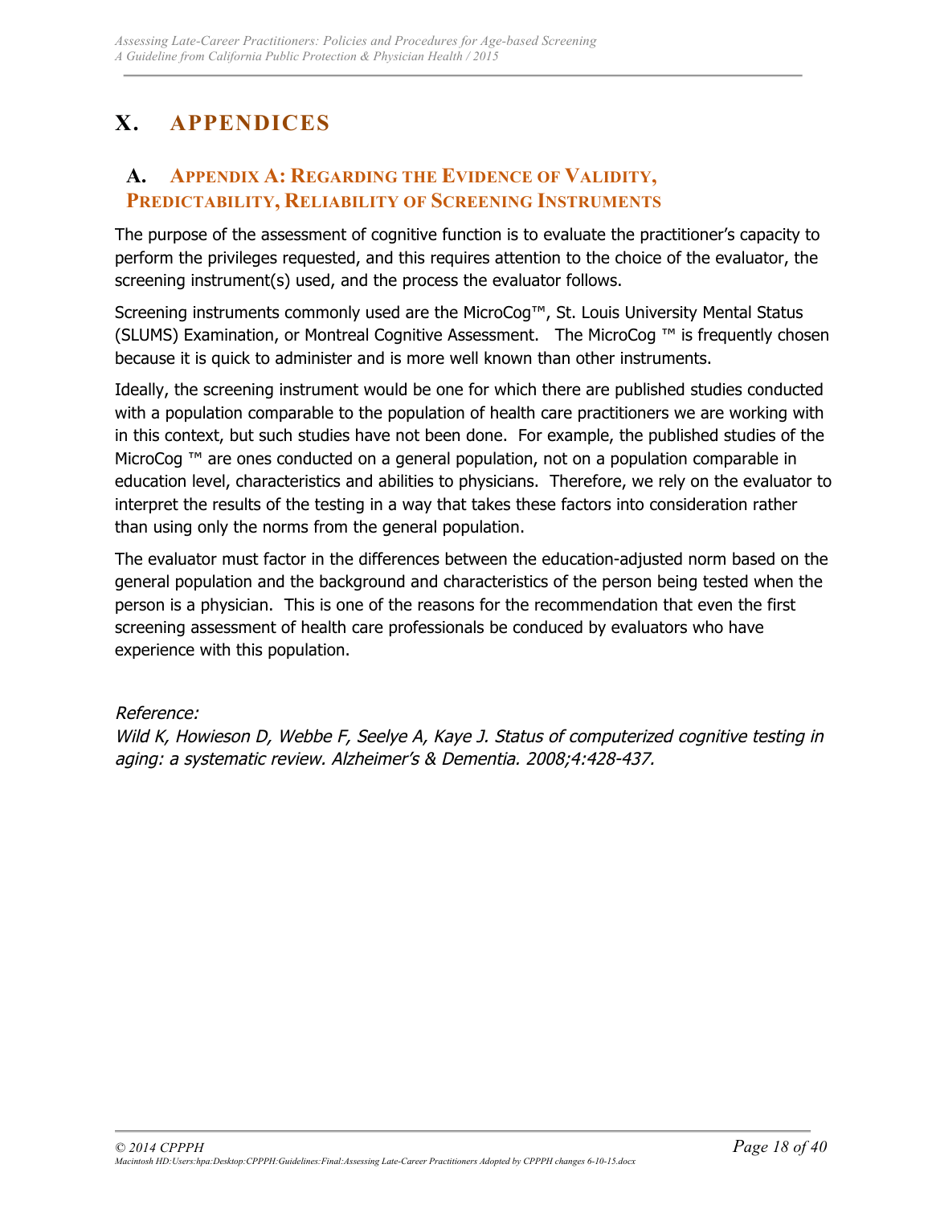# X. APPENDICES

## A. Appendix A: Regarding the Evidence of Validity, Predictability, Reliability of Screening Instruments

The purpose of the assessment of cognitive function is to evaluate the practitioner's capacity to perform the privileges requested, and this requires attention to the choice of the evaluator, the screening instrument(s) used, and the process the evaluator follows.

Screening instruments commonly used are the MicroCog™, St. Louis University Mental Status (SLUMS) Examination, or Montreal Cognitive Assessment. The MicroCog ™ is frequently chosen because it is quick to administer and is more well known than other instruments.

Ideally, the screening instrument would be one for which there are published studies conducted with a population comparable to the population of health care practitioners we are working with in this context, but such studies have not been done. For example, the published studies of the MicroCog ™ are ones conducted on a general population, not on a population comparable in education level, characteristics and abilities to physicians. Therefore, we rely on the evaluator to interpret the results of the testing in a way that takes these factors into consideration rather than using only the norms from the general population.

The evaluator must factor in the differences between the education-adjusted norm based on the general population and the background and characteristics of the person being tested when the person is a physician. This is one of the reasons for the recommendation that even the first screening assessment of health care professionals be conduced by evaluators who have experience with this population.

*Reference:*
*Wild K, Howieson D, Webbe F, Seelye A, Kaye J. Status of computerized cognitive testing in aging: a systematic review. Alzheimer's & Dementia. 2008;4:428-437.*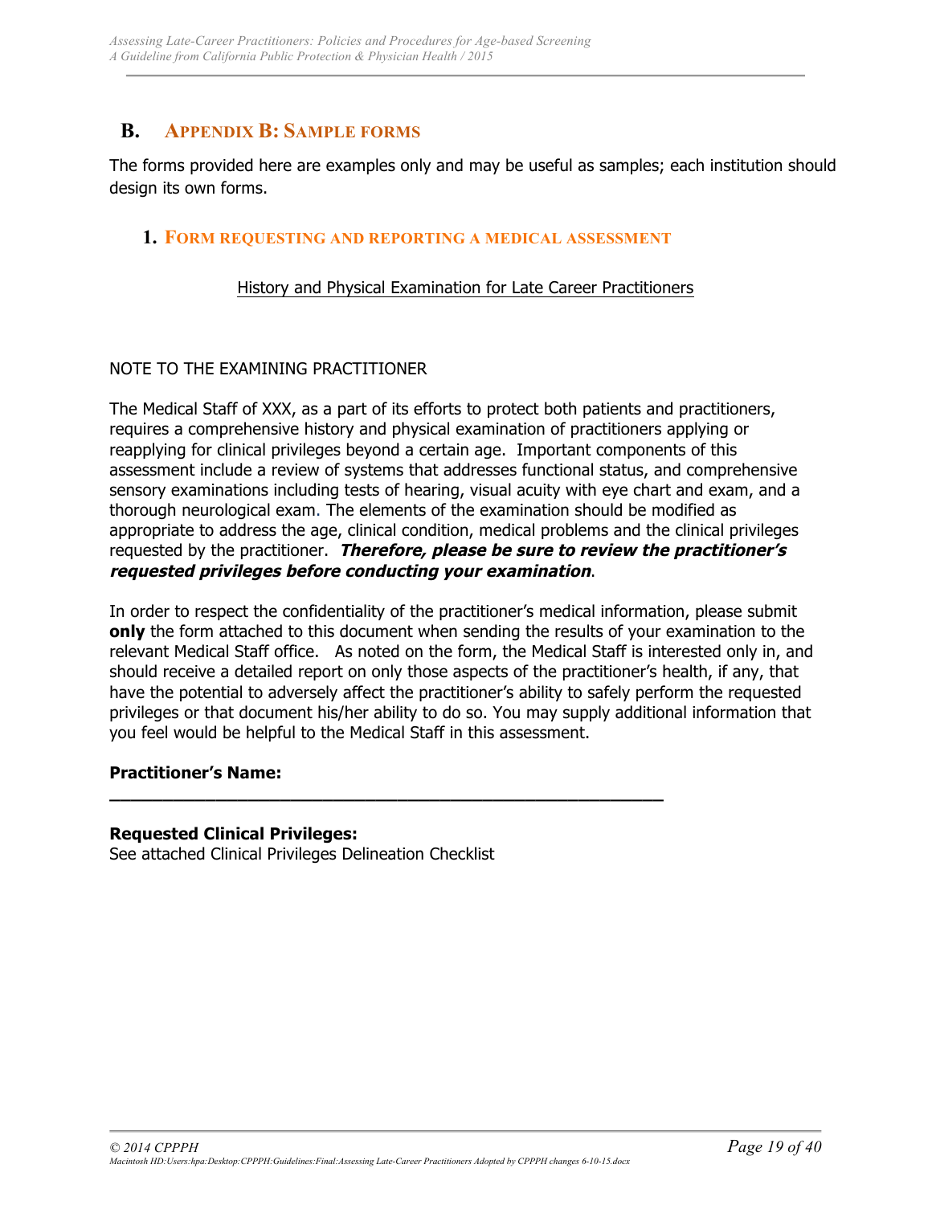## B. Appendix B: Sample forms

The forms provided here are examples only and may be useful as samples; each institution should design its own forms.

### 1. Form requesting and reporting a medical assessment

<u>History and Physical Examination for Late Career Practitioners</u>

NOTE TO THE EXAMINING PRACTITIONER

The Medical Staff of XXX, as a part of its efforts to protect both patients and practitioners, requires a comprehensive history and physical examination of practitioners applying or reapplying for clinical privileges beyond a certain age. Important components of this assessment include a review of systems that addresses functional status, and comprehensive sensory examinations including tests of hearing, visual acuity with eye chart and exam, and a thorough neurological exam. The elements of the examination should be modified as appropriate to address the age, clinical condition, medical problems and the clinical privileges requested by the practitioner. ***Therefore, please be sure to review the practitioner's requested privileges before conducting your examination***.

In order to respect the confidentiality of the practitioner's medical information, please submit **only** the form attached to this document when sending the results of your examination to the relevant Medical Staff office. As noted on the form, the Medical Staff is interested only in, and should receive a detailed report on only those aspects of the practitioner's health, if any, that have the potential to adversely affect the practitioner's ability to safely perform the requested privileges or that document his/her ability to do so. You may supply additional information that you feel would be helpful to the Medical Staff in this assessment.

**Practitioner's Name:**
______________________________________________________

**Requested Clinical Privileges:**
See attached Clinical Privileges Delineation Checklist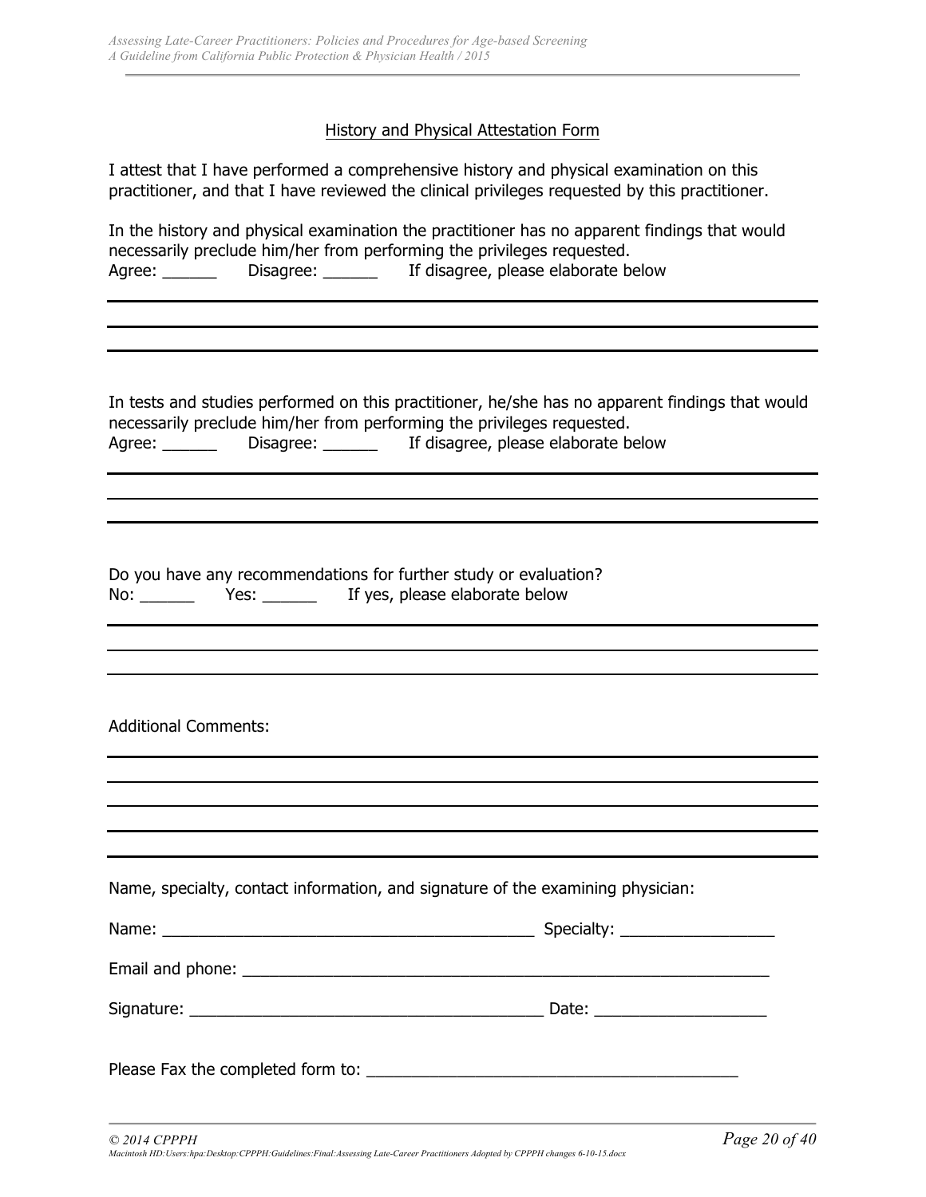## History and Physical Attestation Form

I attest that I have performed a comprehensive history and physical examination on this practitioner, and that I have reviewed the clinical privileges requested by this practitioner.

In the history and physical examination the practitioner has no apparent findings that would necessarily preclude him/her from performing the privileges requested.
Agree: ______ Disagree: ______ If disagree, please elaborate below

In tests and studies performed on this practitioner, he/she has no apparent findings that would necessarily preclude him/her from performing the privileges requested.
Agree: ______ Disagree: ______ If disagree, please elaborate below

Do you have any recommendations for further study or evaluation?
No: ______ Yes: ______ If yes, please elaborate below

Additional Comments:

Name, specialty, contact information, and signature of the examining physician:

Name: ________________________________________ Specialty: _________________

Email and phone: ____________________________________________________________

Signature: ______________________________________ Date: ___________________

Please Fax the completed form to: ________________________________________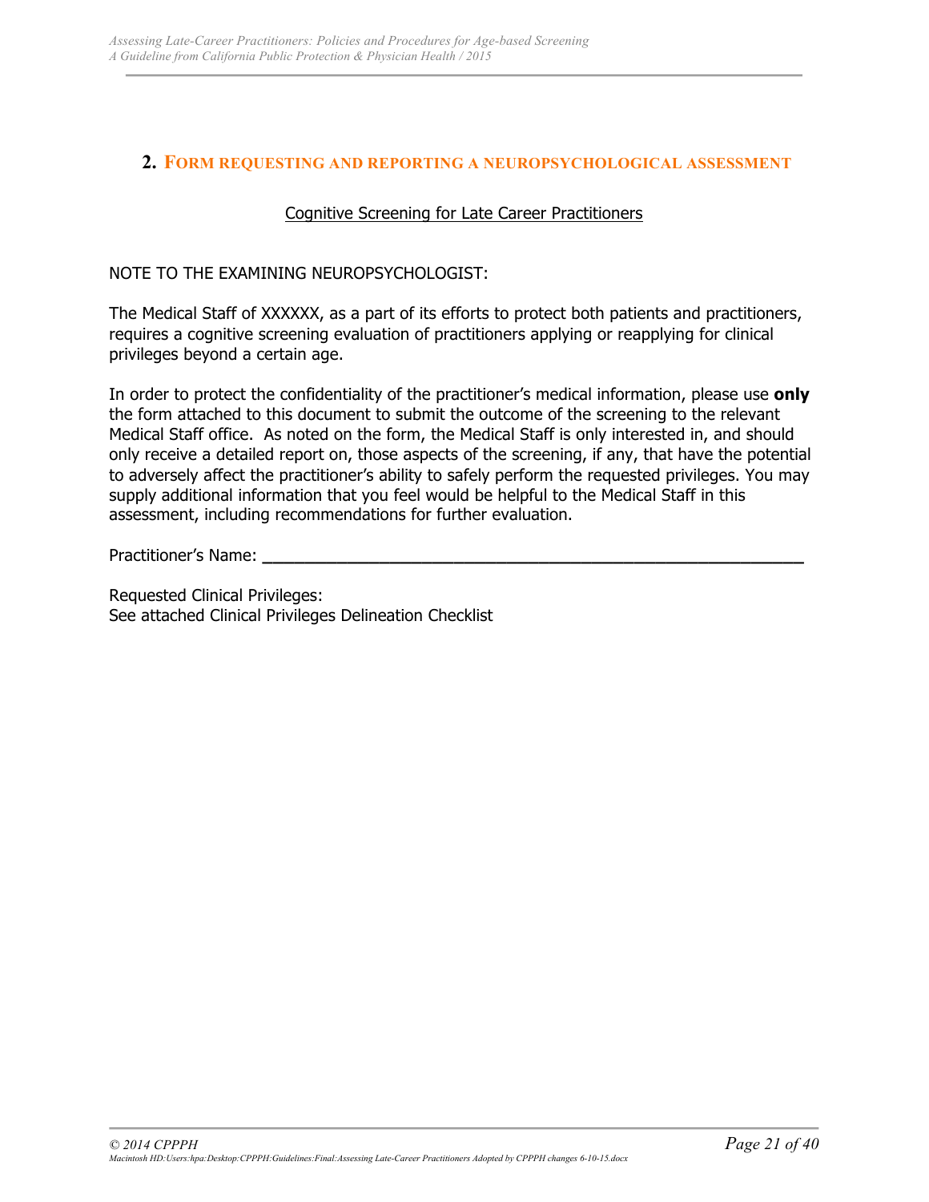## 2. Form requesting and reporting a neuropsychological assessment

Cognitive Screening for Late Career Practitioners

NOTE TO THE EXAMINING NEUROPSYCHOLOGIST:

The Medical Staff of XXXXXX, as a part of its efforts to protect both patients and practitioners, requires a cognitive screening evaluation of practitioners applying or reapplying for clinical privileges beyond a certain age.

In order to protect the confidentiality of the practitioner's medical information, please use **only** the form attached to this document to submit the outcome of the screening to the relevant Medical Staff office. As noted on the form, the Medical Staff is only interested in, and should only receive a detailed report on, those aspects of the screening, if any, that have the potential to adversely affect the practitioner's ability to safely perform the requested privileges. You may supply additional information that you feel would be helpful to the Medical Staff in this assessment, including recommendations for further evaluation.

Practitioner's Name: ___________________________________________________________

Requested Clinical Privileges:
See attached Clinical Privileges Delineation Checklist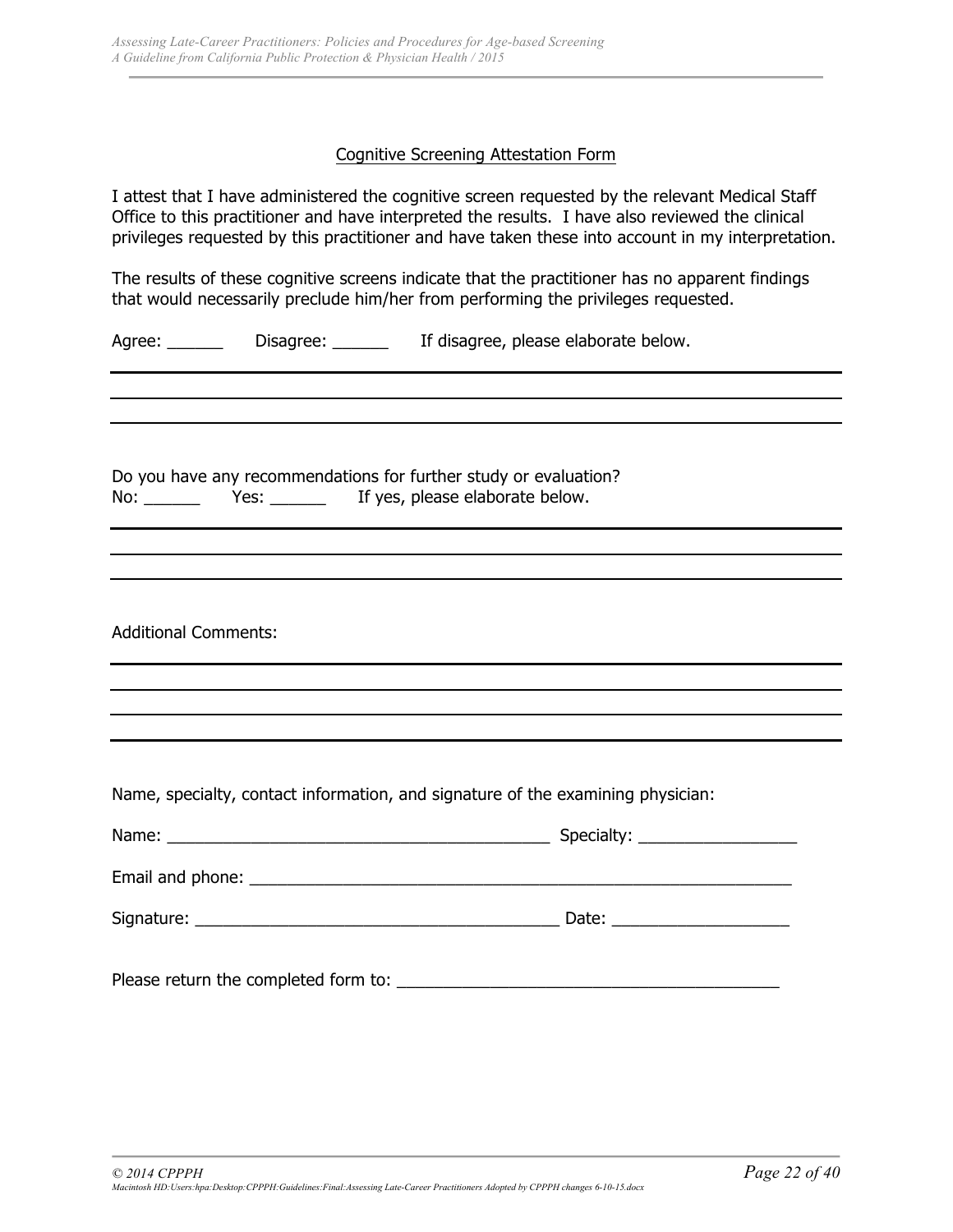## Cognitive Screening Attestation Form

I attest that I have administered the cognitive screen requested by the relevant Medical Staff Office to this practitioner and have interpreted the results. I have also reviewed the clinical privileges requested by this practitioner and have taken these into account in my interpretation.

The results of these cognitive screens indicate that the practitioner has no apparent findings that would necessarily preclude him/her from performing the privileges requested.

Agree: ______ Disagree: ______ If disagree, please elaborate below.

___________________________________________________________________________

___________________________________________________________________________

___________________________________________________________________________

Do you have any recommendations for further study or evaluation?
No: ______ Yes: ______ If yes, please elaborate below.

___________________________________________________________________________

___________________________________________________________________________

___________________________________________________________________________

Additional Comments:

___________________________________________________________________________

___________________________________________________________________________

___________________________________________________________________________

___________________________________________________________________________

Name, specialty, contact information, and signature of the examining physician:

Name: __________________________________________ Specialty: _________________

Email and phone: ____________________________________________________________

Signature: ______________________________________ Date: ___________________

Please return the completed form to: __________________________________________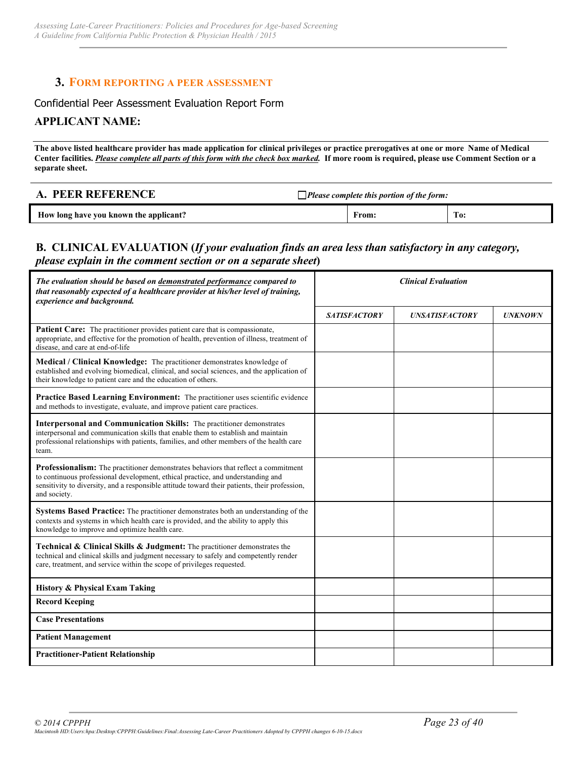### 3. Form Reporting a Peer Assessment

Confidential Peer Assessment Evaluation Report Form

**APPLICANT NAME:**

**The above listed healthcare provider has made application for clinical privileges or practice prerogatives at one or more Name of Medical Center facilities.** ***<u>Please complete all parts of this form with the check box marked.</u>*** **If more room is required, please use Comment Section or a separate sheet.**

## A. PEER REFERENCE

☐ ***Please complete this portion of the form:***

| How long have you known the applicant? | From: | To: |
|---|---|---|

## B. CLINICAL EVALUATION (*If your evaluation finds an area less than satisfactory in any category, please explain in the comment section or on a separate sheet*)

| ***The evaluation should be based on <u>demonstrated performance</u> compared to that reasonably expected of a healthcare provider at his/her level of training, experience and background.*** | ***Clinical Evaluation*** | | |
|---|---|---|---|
| | ***SATISFACTORY*** | ***UNSATISFACTORY*** | ***UNKNOWN*** |
| **Patient Care:** The practitioner provides patient care that is compassionate, appropriate, and effective for the promotion of health, prevention of illness, treatment of disease, and care at end-of-life | | | |
| **Medical / Clinical Knowledge:** The practitioner demonstrates knowledge of established and evolving biomedical, clinical, and social sciences, and the application of their knowledge to patient care and the education of others. | | | |
| **Practice Based Learning Environment:** The practitioner uses scientific evidence and methods to investigate, evaluate, and improve patient care practices. | | | |
| **Interpersonal and Communication Skills:** The practitioner demonstrates interpersonal and communication skills that enable them to establish and maintain professional relationships with patients, families, and other members of the health care team. | | | |
| **Professionalism:** The practitioner demonstrates behaviors that reflect a commitment to continuous professional development, ethical practice, and understanding and sensitivity to diversity, and a responsible attitude toward their patients, their profession, and society. | | | |
| **Systems Based Practice:** The practitioner demonstrates both an understanding of the contexts and systems in which health care is provided, and the ability to apply this knowledge to improve and optimize health care. | | | |
| **Technical & Clinical Skills & Judgment:** The practitioner demonstrates the technical and clinical skills and judgment necessary to safely and competently render care, treatment, and service within the scope of privileges requested. | | | |
| **History & Physical Exam Taking** | | | |
| **Record Keeping** | | | |
| **Case Presentations** | | | |
| **Patient Management** | | | |
| **Practitioner-Patient Relationship** | | | |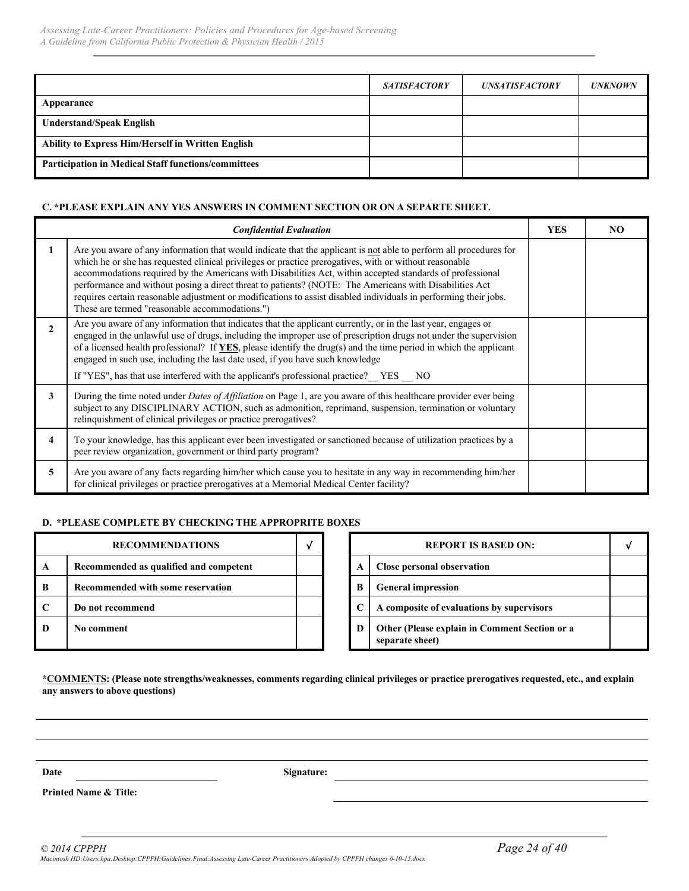| | *SATISFACTORY* | *UNSATISFACTORY* | *UNKNOWN* |
|---|---|---|---|
| **Appearance** | | | |
| **Understand/Speak English** | | | |
| **Ability to Express Him/Herself in Written English** | | | |
| **Participation in Medical Staff functions/committees** | | | |

#### C. *PLEASE EXPLAIN ANY YES ANSWERS IN COMMENT SECTION OR ON A SEPARTE SHEET.

| | *Confidential Evaluation* | YES | NO |
|---|---|---|---|
| **1** | Are you aware of any information that would indicate that the applicant is not able to perform all procedures for which he or she has requested clinical privileges or practice prerogatives, with or without reasonable accommodations required by the Americans with Disabilities Act, within accepted standards of professional performance and without posing a direct threat to patients? (NOTE: The Americans with Disabilities Act requires certain reasonable adjustment or modifications to assist disabled individuals in performing their jobs. These are termed "reasonable accommodations.") | | |
| **2** | Are you aware of any information that indicates that the applicant currently, or in the last year, engages or engaged in the unlawful use of drugs, including the improper use of prescription drugs not under the supervision of a licensed health professional? If **YES**, please identify the drug(s) and the time period in which the applicant engaged in such use, including the last date used, if you have such knowledge<br>If "YES", has that use interfered with the applicant's professional practice? __ YES __ NO | | |
| **3** | During the time noted under *Dates of Affiliation* on Page 1, are you aware of this healthcare provider ever being subject to any DISCIPLINARY ACTION, such as admonition, reprimand, suspension, termination or voluntary relinquishment of clinical privileges or practice prerogatives? | | |
| **4** | To your knowledge, has this applicant ever been investigated or sanctioned because of utilization practices by a peer review organization, government or third party program? | | |
| **5** | Are you aware of any facts regarding him/her which cause you to hesitate in any way in recommending him/her for clinical privileges or practice prerogatives at a Memorial Medical Center facility? | | |

#### D. *PLEASE COMPLETE BY CHECKING THE APPROPRITE BOXES

| | RECOMMENDATIONS | √ |
|---|---|---|
| **A** | **Recommended as qualified and competent** | |
| **B** | **Recommended with some reservation** | |
| **C** | **Do not recommend** | |
| **D** | **No comment** | |

| | REPORT IS BASED ON: | √ |
|---|---|---|
| **A** | **Close personal observation** | |
| **B** | **General impression** | |
| **C** | **A composite of evaluations by supervisors** | |
| **D** | **Other (Please explain in Comment Section or a separate sheet)** | |

***COMMENTS:** (Please note strengths/weaknesses, comments regarding clinical privileges or practice prerogatives requested, etc., and explain any answers to above questions)**

______________________________________________________________________

______________________________________________________________________

______________________________________________________________________

**Date** ____________________ **Signature:** ______________________________

**Printed Name & Title:** ______________________________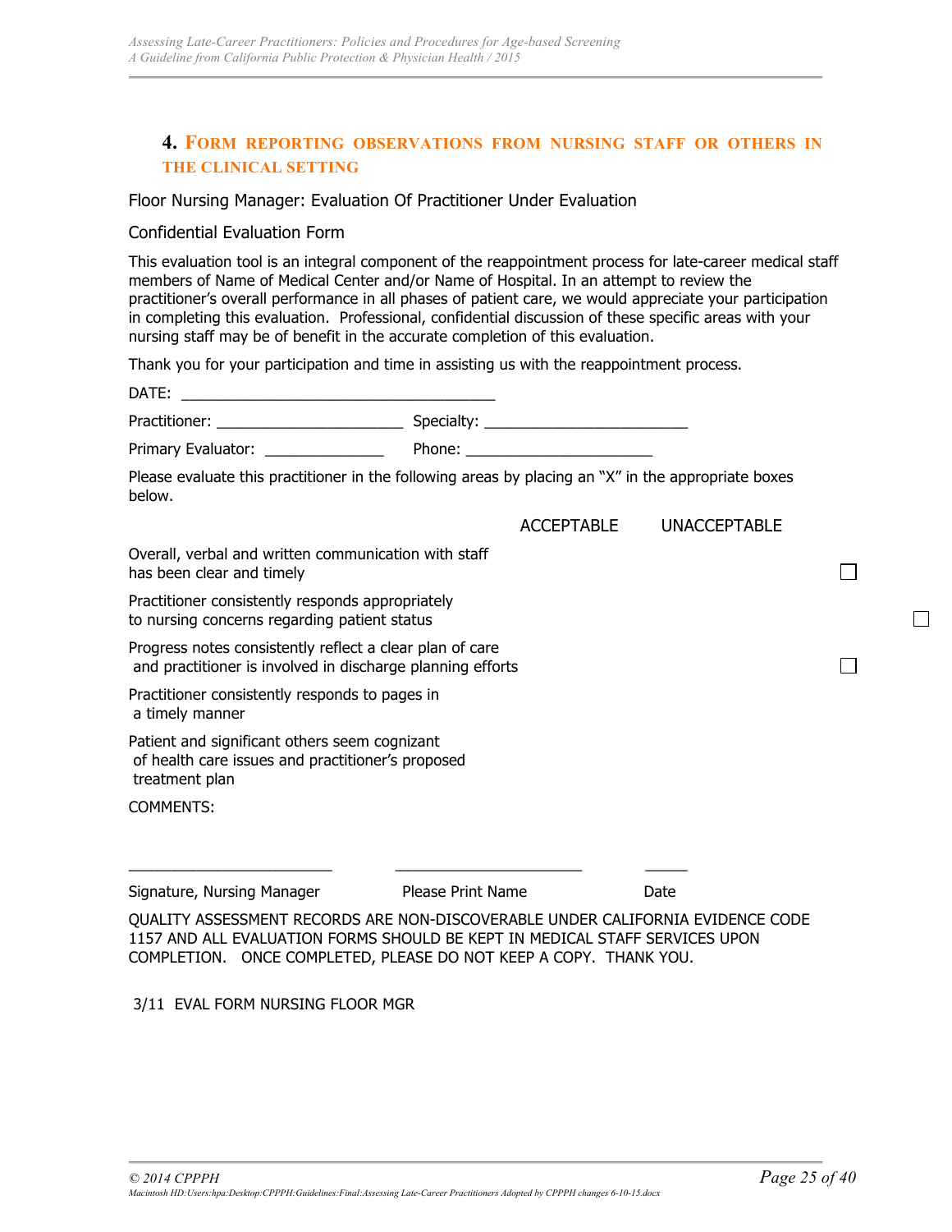## 4. Form reporting observations from nursing staff or others in the clinical setting

Floor Nursing Manager: Evaluation Of Practitioner Under Evaluation

Confidential Evaluation Form

This evaluation tool is an integral component of the reappointment process for late-career medical staff members of Name of Medical Center and/or Name of Hospital. In an attempt to review the practitioner's overall performance in all phases of patient care, we would appreciate your participation in completing this evaluation. Professional, confidential discussion of these specific areas with your nursing staff may be of benefit in the accurate completion of this evaluation.

Thank you for your participation and time in assisting us with the reappointment process.

DATE: ____________________________________

Practitioner: _____________________ Specialty: _______________________

Primary Evaluator: ______________ Phone: _____________________

Please evaluate this practitioner in the following areas by placing an "X" in the appropriate boxes below.

| | ACCEPTABLE | UNACCEPTABLE |
|---|---|---|
| Overall, verbal and written communication with staff has been clear and timely | ☐ | ☐ |
| Practitioner consistently responds appropriately to nursing concerns regarding patient status | ☐ | ☐ |
| Progress notes consistently reflect a clear plan of care and practitioner is involved in discharge planning efforts | ☐ | ☐ |
| Practitioner consistently responds to pages in a timely manner | ☐ | ☐ |
| Patient and significant others seem cognizant of health care issues and practitioner's proposed treatment plan | ☐ | ☐ |

COMMENTS:

_______________________ _____________________ _____

Signature, Nursing Manager Please Print Name Date

QUALITY ASSESSMENT RECORDS ARE NON-DISCOVERABLE UNDER CALIFORNIA EVIDENCE CODE 1157 AND ALL EVALUATION FORMS SHOULD BE KEPT IN MEDICAL STAFF SERVICES UPON COMPLETION. ONCE COMPLETED, PLEASE DO NOT KEEP A COPY. THANK YOU.

3/11 EVAL FORM NURSING FLOOR MGR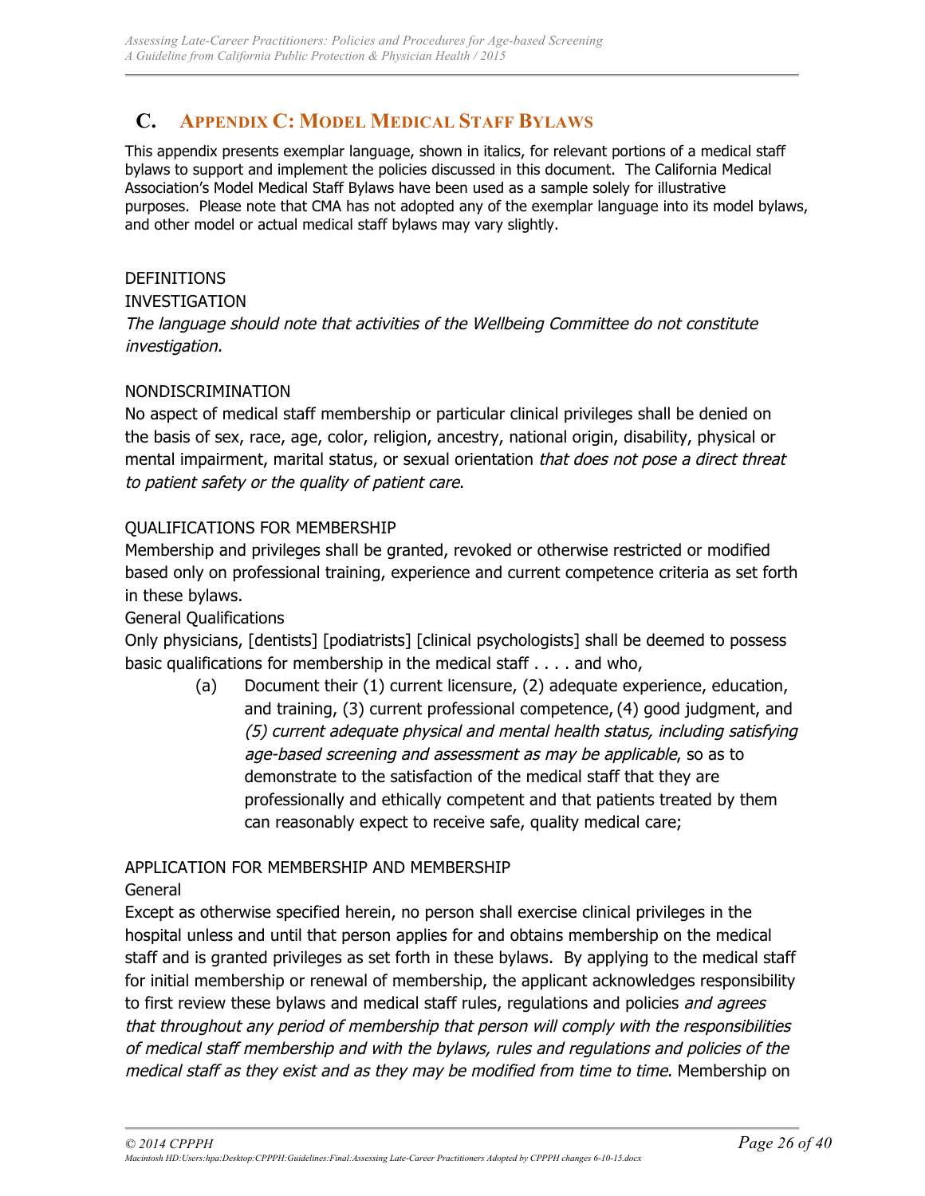## C. Appendix C: Model Medical Staff Bylaws

This appendix presents exemplar language, shown in italics, for relevant portions of a medical staff bylaws to support and implement the policies discussed in this document. The California Medical Association's Model Medical Staff Bylaws have been used as a sample solely for illustrative purposes. Please note that CMA has not adopted any of the exemplar language into its model bylaws, and other model or actual medical staff bylaws may vary slightly.

DEFINITIONS

INVESTIGATION

*The language should note that activities of the Wellbeing Committee do not constitute investigation.*

NONDISCRIMINATION

No aspect of medical staff membership or particular clinical privileges shall be denied on the basis of sex, race, age, color, religion, ancestry, national origin, disability, physical or mental impairment, marital status, or sexual orientation *that does not pose a direct threat to patient safety or the quality of patient care*.

QUALIFICATIONS FOR MEMBERSHIP

Membership and privileges shall be granted, revoked or otherwise restricted or modified based only on professional training, experience and current competence criteria as set forth in these bylaws.

General Qualifications

Only physicians, [dentists] [podiatrists] [clinical psychologists] shall be deemed to possess basic qualifications for membership in the medical staff . . . . and who,

(a) Document their (1) current licensure, (2) adequate experience, education, and training, (3) current professional competence, (4) good judgment, and *(5) current adequate physical and mental health status, including satisfying age-based screening and assessment as may be applicable*, so as to demonstrate to the satisfaction of the medical staff that they are professionally and ethically competent and that patients treated by them can reasonably expect to receive safe, quality medical care;

APPLICATION FOR MEMBERSHIP AND MEMBERSHIP

General

Except as otherwise specified herein, no person shall exercise clinical privileges in the hospital unless and until that person applies for and obtains membership on the medical staff and is granted privileges as set forth in these bylaws. By applying to the medical staff for initial membership or renewal of membership, the applicant acknowledges responsibility to first review these bylaws and medical staff rules, regulations and policies *and agrees that throughout any period of membership that person will comply with the responsibilities of medical staff membership and with the bylaws, rules and regulations and policies of the medical staff as they exist and as they may be modified from time to time*. Membership on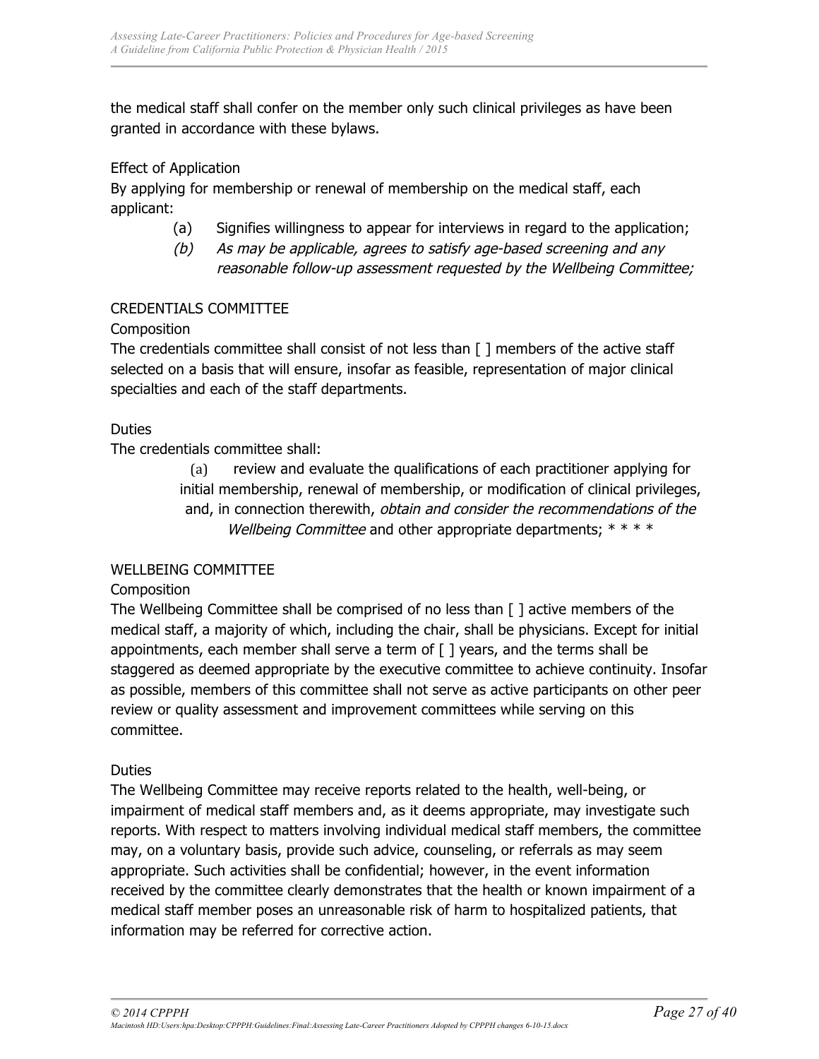the medical staff shall confer on the member only such clinical privileges as have been granted in accordance with these bylaws.

Effect of Application

By applying for membership or renewal of membership on the medical staff, each applicant:

(a) Signifies willingness to appear for interviews in regard to the application;

*(b) As may be applicable, agrees to satisfy age-based screening and any reasonable follow-up assessment requested by the Wellbeing Committee;*

CREDENTIALS COMMITTEE

Composition

The credentials committee shall consist of not less than [ ] members of the active staff selected on a basis that will ensure, insofar as feasible, representation of major clinical specialties and each of the staff departments.

Duties

The credentials committee shall:

(a) review and evaluate the qualifications of each practitioner applying for initial membership, renewal of membership, or modification of clinical privileges, and, in connection therewith, *obtain and consider the recommendations of the Wellbeing Committee* and other appropriate departments; * * * *

WELLBEING COMMITTEE

Composition

The Wellbeing Committee shall be comprised of no less than [ ] active members of the medical staff, a majority of which, including the chair, shall be physicians. Except for initial appointments, each member shall serve a term of [ ] years, and the terms shall be staggered as deemed appropriate by the executive committee to achieve continuity. Insofar as possible, members of this committee shall not serve as active participants on other peer review or quality assessment and improvement committees while serving on this committee.

Duties

The Wellbeing Committee may receive reports related to the health, well-being, or impairment of medical staff members and, as it deems appropriate, may investigate such reports. With respect to matters involving individual medical staff members, the committee may, on a voluntary basis, provide such advice, counseling, or referrals as may seem appropriate. Such activities shall be confidential; however, in the event information received by the committee clearly demonstrates that the health or known impairment of a medical staff member poses an unreasonable risk of harm to hospitalized patients, that information may be referred for corrective action.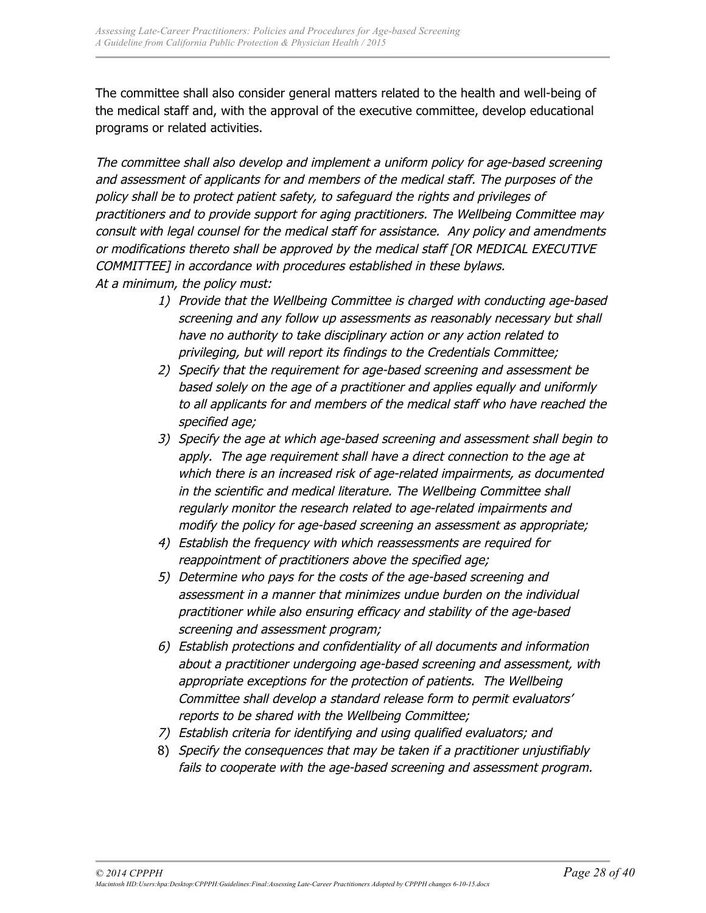The committee shall also consider general matters related to the health and well-being of the medical staff and, with the approval of the executive committee, develop educational programs or related activities.

*The committee shall also develop and implement a uniform policy for age-based screening and assessment of applicants for and members of the medical staff. The purposes of the policy shall be to protect patient safety, to safeguard the rights and privileges of practitioners and to provide support for aging practitioners. The Wellbeing Committee may consult with legal counsel for the medical staff for assistance. Any policy and amendments or modifications thereto shall be approved by the medical staff [OR MEDICAL EXECUTIVE COMMITTEE] in accordance with procedures established in these bylaws.*
*At a minimum, the policy must:*

1) *Provide that the Wellbeing Committee is charged with conducting age-based screening and any follow up assessments as reasonably necessary but shall have no authority to take disciplinary action or any action related to privileging, but will report its findings to the Credentials Committee;*
2) *Specify that the requirement for age-based screening and assessment be based solely on the age of a practitioner and applies equally and uniformly to all applicants for and members of the medical staff who have reached the specified age;*
3) *Specify the age at which age-based screening and assessment shall begin to apply. The age requirement shall have a direct connection to the age at which there is an increased risk of age-related impairments, as documented in the scientific and medical literature. The Wellbeing Committee shall regularly monitor the research related to age-related impairments and modify the policy for age-based screening an assessment as appropriate;*
4) *Establish the frequency with which reassessments are required for reappointment of practitioners above the specified age;*
5) *Determine who pays for the costs of the age-based screening and assessment in a manner that minimizes undue burden on the individual practitioner while also ensuring efficacy and stability of the age-based screening and assessment program;*
6) *Establish protections and confidentiality of all documents and information about a practitioner undergoing age-based screening and assessment, with appropriate exceptions for the protection of patients. The Wellbeing Committee shall develop a standard release form to permit evaluators' reports to be shared with the Wellbeing Committee;*
7) *Establish criteria for identifying and using qualified evaluators; and*
8) *Specify the consequences that may be taken if a practitioner unjustifiably fails to cooperate with the age-based screening and assessment program.*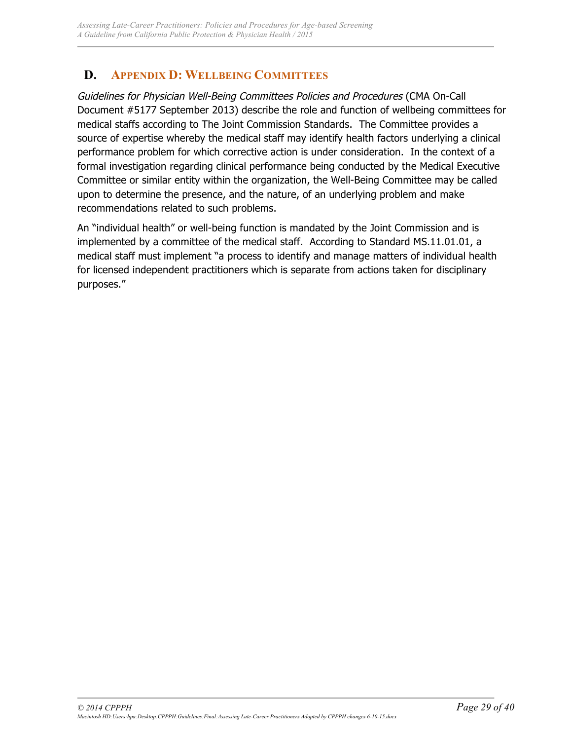## D. Appendix D: Wellbeing Committees

*Guidelines for Physician Well-Being Committees Policies and Procedures* (CMA On-Call Document #5177 September 2013) describe the role and function of wellbeing committees for medical staffs according to The Joint Commission Standards. The Committee provides a source of expertise whereby the medical staff may identify health factors underlying a clinical performance problem for which corrective action is under consideration. In the context of a formal investigation regarding clinical performance being conducted by the Medical Executive Committee or similar entity within the organization, the Well-Being Committee may be called upon to determine the presence, and the nature, of an underlying problem and make recommendations related to such problems.

An "individual health" or well-being function is mandated by the Joint Commission and is implemented by a committee of the medical staff. According to Standard MS.11.01.01, a medical staff must implement "a process to identify and manage matters of individual health for licensed independent practitioners which is separate from actions taken for disciplinary purposes."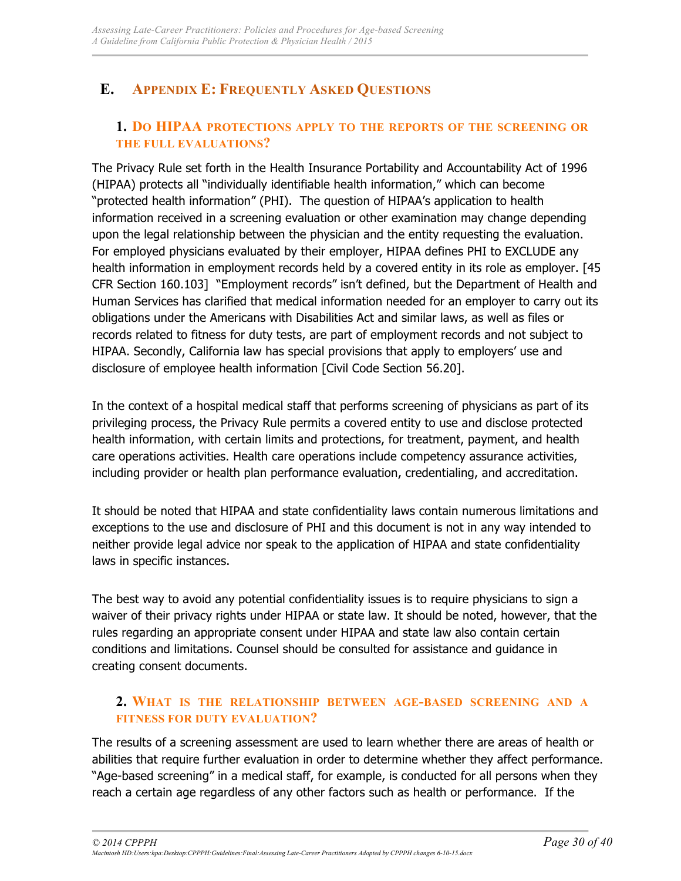## E. Appendix E: Frequently Asked Questions

### 1. Do HIPAA protections apply to the reports of the screening or the full evaluations?

The Privacy Rule set forth in the Health Insurance Portability and Accountability Act of 1996 (HIPAA) protects all "individually identifiable health information," which can become "protected health information" (PHI). The question of HIPAA's application to health information received in a screening evaluation or other examination may change depending upon the legal relationship between the physician and the entity requesting the evaluation. For employed physicians evaluated by their employer, HIPAA defines PHI to EXCLUDE any health information in employment records held by a covered entity in its role as employer. [45 CFR Section 160.103] "Employment records" isn't defined, but the Department of Health and Human Services has clarified that medical information needed for an employer to carry out its obligations under the Americans with Disabilities Act and similar laws, as well as files or records related to fitness for duty tests, are part of employment records and not subject to HIPAA. Secondly, California law has special provisions that apply to employers' use and disclosure of employee health information [Civil Code Section 56.20].

In the context of a hospital medical staff that performs screening of physicians as part of its privileging process, the Privacy Rule permits a covered entity to use and disclose protected health information, with certain limits and protections, for treatment, payment, and health care operations activities. Health care operations include competency assurance activities, including provider or health plan performance evaluation, credentialing, and accreditation.

It should be noted that HIPAA and state confidentiality laws contain numerous limitations and exceptions to the use and disclosure of PHI and this document is not in any way intended to neither provide legal advice nor speak to the application of HIPAA and state confidentiality laws in specific instances.

The best way to avoid any potential confidentiality issues is to require physicians to sign a waiver of their privacy rights under HIPAA or state law. It should be noted, however, that the rules regarding an appropriate consent under HIPAA and state law also contain certain conditions and limitations. Counsel should be consulted for assistance and guidance in creating consent documents.

### 2. What is the relationship between age-based screening and a fitness for duty evaluation?

The results of a screening assessment are used to learn whether there are areas of health or abilities that require further evaluation in order to determine whether they affect performance. "Age-based screening" in a medical staff, for example, is conducted for all persons when they reach a certain age regardless of any other factors such as health or performance. If the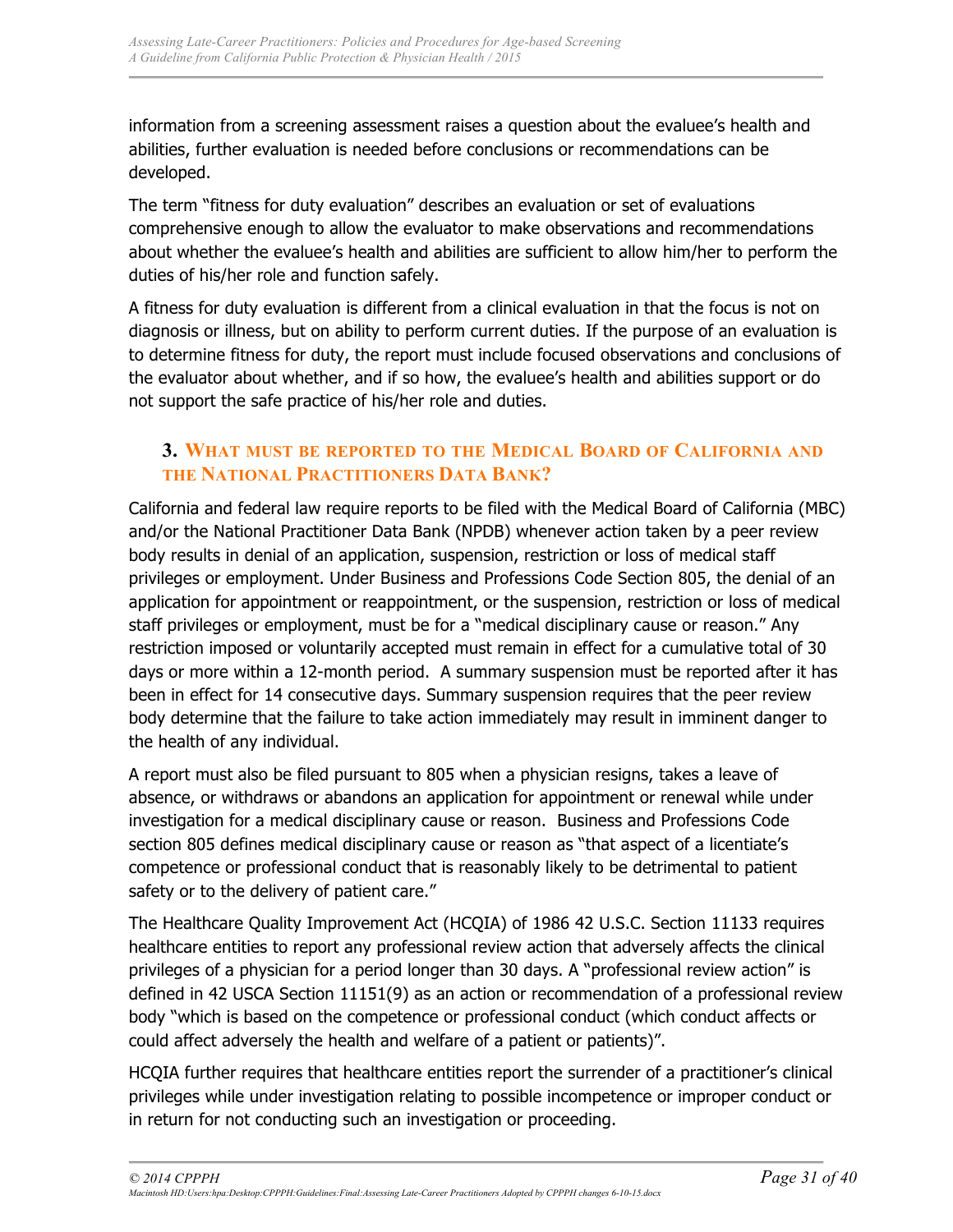information from a screening assessment raises a question about the evaluee's health and abilities, further evaluation is needed before conclusions or recommendations can be developed.

The term "fitness for duty evaluation" describes an evaluation or set of evaluations comprehensive enough to allow the evaluator to make observations and recommendations about whether the evaluee's health and abilities are sufficient to allow him/her to perform the duties of his/her role and function safely.

A fitness for duty evaluation is different from a clinical evaluation in that the focus is not on diagnosis or illness, but on ability to perform current duties. If the purpose of an evaluation is to determine fitness for duty, the report must include focused observations and conclusions of the evaluator about whether, and if so how, the evaluee's health and abilities support or do not support the safe practice of his/her role and duties.

### 3. What must be reported to the Medical Board of California and the National Practitioners Data Bank?

California and federal law require reports to be filed with the Medical Board of California (MBC) and/or the National Practitioner Data Bank (NPDB) whenever action taken by a peer review body results in denial of an application, suspension, restriction or loss of medical staff privileges or employment. Under Business and Professions Code Section 805, the denial of an application for appointment or reappointment, or the suspension, restriction or loss of medical staff privileges or employment, must be for a "medical disciplinary cause or reason." Any restriction imposed or voluntarily accepted must remain in effect for a cumulative total of 30 days or more within a 12-month period. A summary suspension must be reported after it has been in effect for 14 consecutive days. Summary suspension requires that the peer review body determine that the failure to take action immediately may result in imminent danger to the health of any individual.

A report must also be filed pursuant to 805 when a physician resigns, takes a leave of absence, or withdraws or abandons an application for appointment or renewal while under investigation for a medical disciplinary cause or reason. Business and Professions Code section 805 defines medical disciplinary cause or reason as "that aspect of a licentiate's competence or professional conduct that is reasonably likely to be detrimental to patient safety or to the delivery of patient care."

The Healthcare Quality Improvement Act (HCQIA) of 1986 42 U.S.C. Section 11133 requires healthcare entities to report any professional review action that adversely affects the clinical privileges of a physician for a period longer than 30 days. A "professional review action" is defined in 42 USCA Section 11151(9) as an action or recommendation of a professional review body "which is based on the competence or professional conduct (which conduct affects or could affect adversely the health and welfare of a patient or patients)".

HCQIA further requires that healthcare entities report the surrender of a practitioner's clinical privileges while under investigation relating to possible incompetence or improper conduct or in return for not conducting such an investigation or proceeding.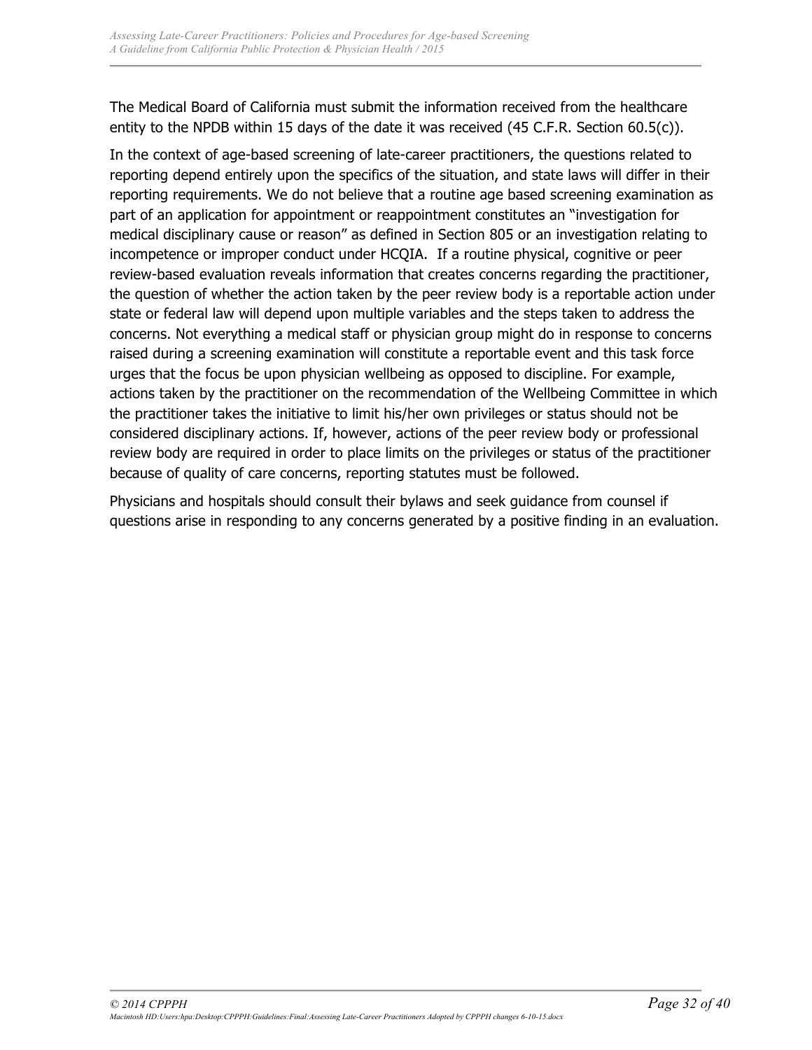The Medical Board of California must submit the information received from the healthcare entity to the NPDB within 15 days of the date it was received (45 C.F.R. Section 60.5(c)).

In the context of age-based screening of late-career practitioners, the questions related to reporting depend entirely upon the specifics of the situation, and state laws will differ in their reporting requirements. We do not believe that a routine age based screening examination as part of an application for appointment or reappointment constitutes an "investigation for medical disciplinary cause or reason" as defined in Section 805 or an investigation relating to incompetence or improper conduct under HCQIA. If a routine physical, cognitive or peer review-based evaluation reveals information that creates concerns regarding the practitioner, the question of whether the action taken by the peer review body is a reportable action under state or federal law will depend upon multiple variables and the steps taken to address the concerns. Not everything a medical staff or physician group might do in response to concerns raised during a screening examination will constitute a reportable event and this task force urges that the focus be upon physician wellbeing as opposed to discipline. For example, actions taken by the practitioner on the recommendation of the Wellbeing Committee in which the practitioner takes the initiative to limit his/her own privileges or status should not be considered disciplinary actions. If, however, actions of the peer review body or professional review body are required in order to place limits on the privileges or status of the practitioner because of quality of care concerns, reporting statutes must be followed.

Physicians and hospitals should consult their bylaws and seek guidance from counsel if questions arise in responding to any concerns generated by a positive finding in an evaluation.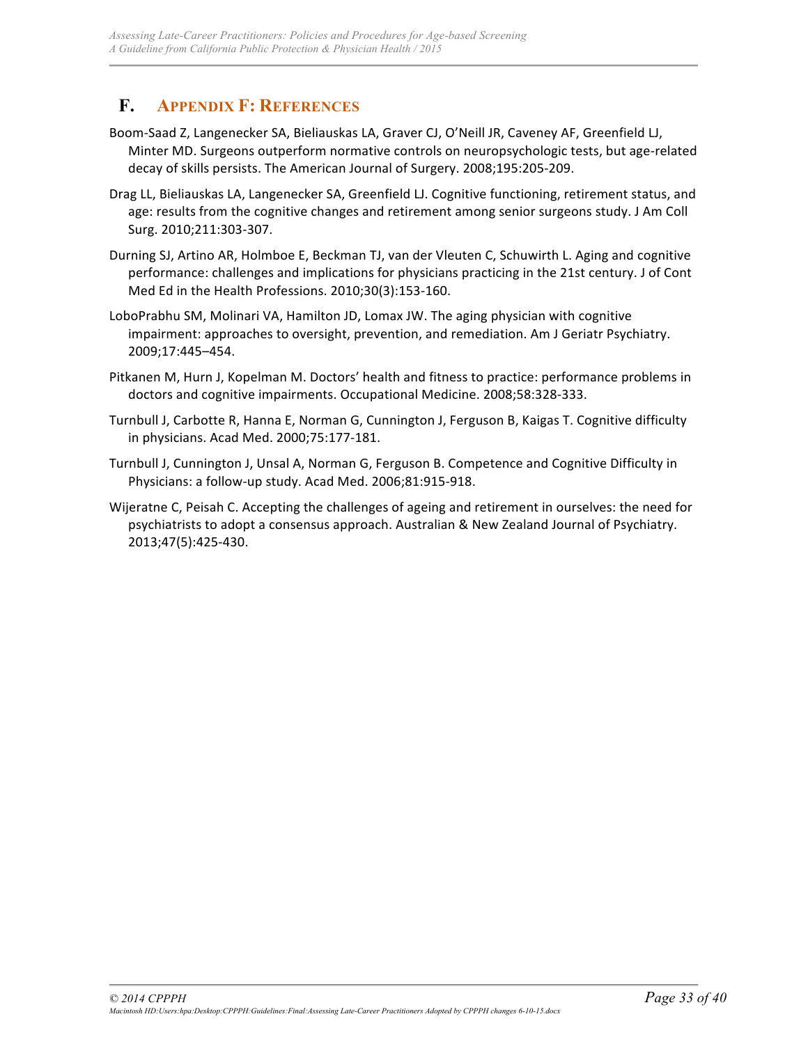## F. Appendix F: References

Boom-Saad Z, Langenecker SA, Bieliauskas LA, Graver CJ, O'Neill JR, Caveney AF, Greenfield LJ, Minter MD. Surgeons outperform normative controls on neuropsychologic tests, but age-related decay of skills persists. The American Journal of Surgery. 2008;195:205-209.

Drag LL, Bieliauskas LA, Langenecker SA, Greenfield LJ. Cognitive functioning, retirement status, and age: results from the cognitive changes and retirement among senior surgeons study. J Am Coll Surg. 2010;211:303-307.

Durning SJ, Artino AR, Holmboe E, Beckman TJ, van der Vleuten C, Schuwirth L. Aging and cognitive performance: challenges and implications for physicians practicing in the 21st century. J of Cont Med Ed in the Health Professions. 2010;30(3):153-160.

LoboPrabhu SM, Molinari VA, Hamilton JD, Lomax JW. The aging physician with cognitive impairment: approaches to oversight, prevention, and remediation. Am J Geriatr Psychiatry. 2009;17:445–454.

Pitkanen M, Hurn J, Kopelman M. Doctors' health and fitness to practice: performance problems in doctors and cognitive impairments. Occupational Medicine. 2008;58:328-333.

Turnbull J, Carbotte R, Hanna E, Norman G, Cunnington J, Ferguson B, Kaigas T. Cognitive difficulty in physicians. Acad Med. 2000;75:177-181.

Turnbull J, Cunnington J, Unsal A, Norman G, Ferguson B. Competence and Cognitive Difficulty in Physicians: a follow-up study. Acad Med. 2006;81:915-918.

Wijeratne C, Peisah C. Accepting the challenges of ageing and retirement in ourselves: the need for psychiatrists to adopt a consensus approach. Australian & New Zealand Journal of Psychiatry. 2013;47(5):425-430.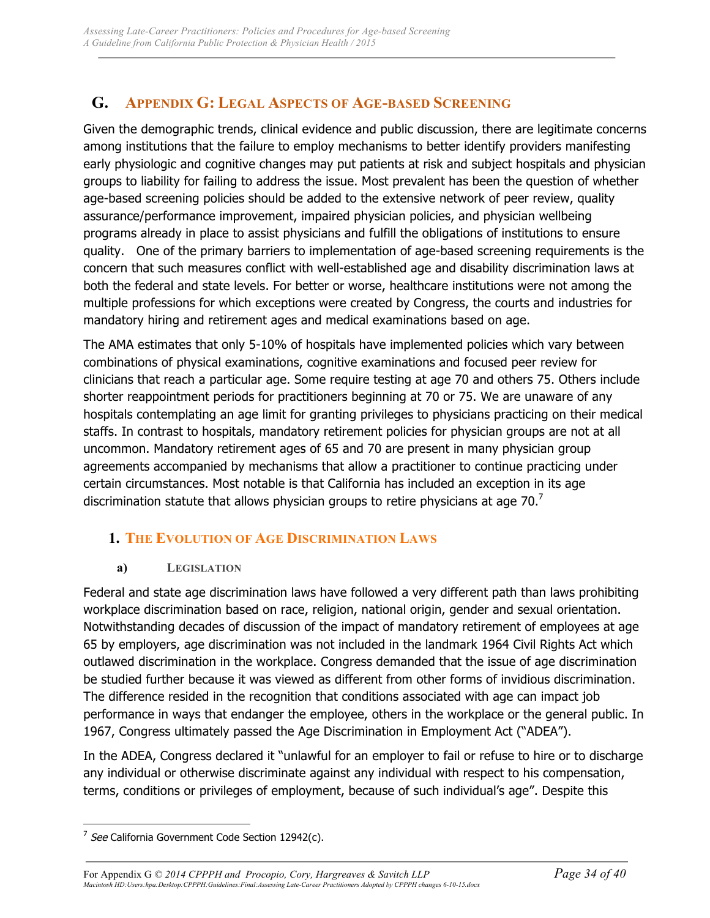## G. Appendix G: Legal Aspects of Age-based Screening

Given the demographic trends, clinical evidence and public discussion, there are legitimate concerns among institutions that the failure to employ mechanisms to better identify providers manifesting early physiologic and cognitive changes may put patients at risk and subject hospitals and physician groups to liability for failing to address the issue. Most prevalent has been the question of whether age-based screening policies should be added to the extensive network of peer review, quality assurance/performance improvement, impaired physician policies, and physician wellbeing programs already in place to assist physicians and fulfill the obligations of institutions to ensure quality. One of the primary barriers to implementation of age-based screening requirements is the concern that such measures conflict with well-established age and disability discrimination laws at both the federal and state levels. For better or worse, healthcare institutions were not among the multiple professions for which exceptions were created by Congress, the courts and industries for mandatory hiring and retirement ages and medical examinations based on age.

The AMA estimates that only 5-10% of hospitals have implemented policies which vary between combinations of physical examinations, cognitive examinations and focused peer review for clinicians that reach a particular age. Some require testing at age 70 and others 75. Others include shorter reappointment periods for practitioners beginning at 70 or 75. We are unaware of any hospitals contemplating an age limit for granting privileges to physicians practicing on their medical staffs. In contrast to hospitals, mandatory retirement policies for physician groups are not at all uncommon. Mandatory retirement ages of 65 and 70 are present in many physician group agreements accompanied by mechanisms that allow a practitioner to continue practicing under certain circumstances. Most notable is that California has included an exception in its age discrimination statute that allows physician groups to retire physicians at age 70.[7]

### 1. The Evolution of Age Discrimination Laws

#### a) Legislation

Federal and state age discrimination laws have followed a very different path than laws prohibiting workplace discrimination based on race, religion, national origin, gender and sexual orientation. Notwithstanding decades of discussion of the impact of mandatory retirement of employees at age 65 by employers, age discrimination was not included in the landmark 1964 Civil Rights Act which outlawed discrimination in the workplace. Congress demanded that the issue of age discrimination be studied further because it was viewed as different from other forms of invidious discrimination. The difference resided in the recognition that conditions associated with age can impact job performance in ways that endanger the employee, others in the workplace or the general public. In 1967, Congress ultimately passed the Age Discrimination in Employment Act ("ADEA").

In the ADEA, Congress declared it "unlawful for an employer to fail or refuse to hire or to discharge any individual or otherwise discriminate against any individual with respect to his compensation, terms, conditions or privileges of employment, because of such individual's age". Despite this

---

[7] *See* California Government Code Section 12942(c).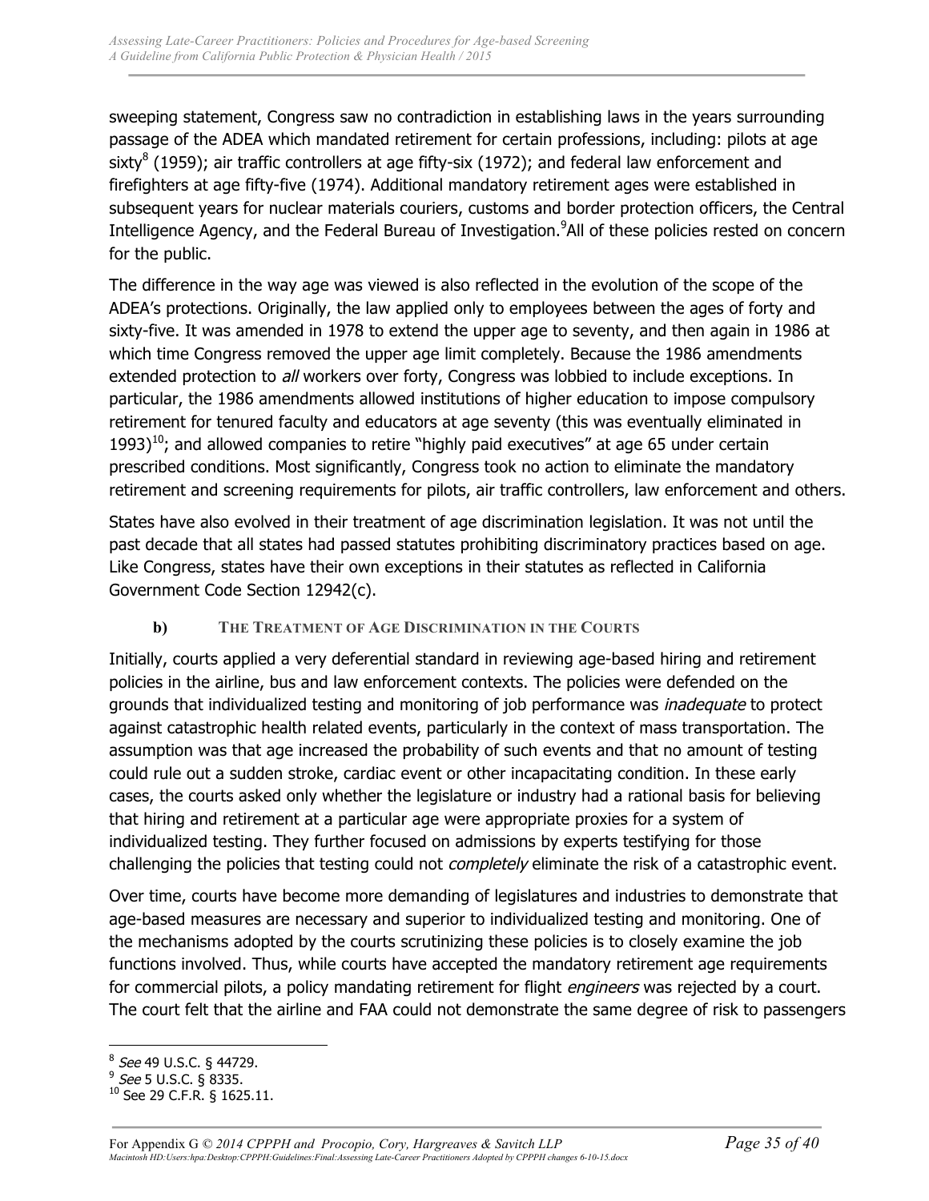sweeping statement, Congress saw no contradiction in establishing laws in the years surrounding passage of the ADEA which mandated retirement for certain professions, including: pilots at age sixty[8] (1959); air traffic controllers at age fifty-six (1972); and federal law enforcement and firefighters at age fifty-five (1974). Additional mandatory retirement ages were established in subsequent years for nuclear materials couriers, customs and border protection officers, the Central Intelligence Agency, and the Federal Bureau of Investigation.[9]All of these policies rested on concern for the public.

The difference in the way age was viewed is also reflected in the evolution of the scope of the ADEA's protections. Originally, the law applied only to employees between the ages of forty and sixty-five. It was amended in 1978 to extend the upper age to seventy, and then again in 1986 at which time Congress removed the upper age limit completely. Because the 1986 amendments extended protection to *all* workers over forty, Congress was lobbied to include exceptions. In particular, the 1986 amendments allowed institutions of higher education to impose compulsory retirement for tenured faculty and educators at age seventy (this was eventually eliminated in 1993)[10]; and allowed companies to retire "highly paid executives" at age 65 under certain prescribed conditions. Most significantly, Congress took no action to eliminate the mandatory retirement and screening requirements for pilots, air traffic controllers, law enforcement and others.

States have also evolved in their treatment of age discrimination legislation. It was not until the past decade that all states had passed statutes prohibiting discriminatory practices based on age. Like Congress, states have their own exceptions in their statutes as reflected in California Government Code Section 12942(c).

### b) The Treatment of Age Discrimination in the Courts

Initially, courts applied a very deferential standard in reviewing age-based hiring and retirement policies in the airline, bus and law enforcement contexts. The policies were defended on the grounds that individualized testing and monitoring of job performance was *inadequate* to protect against catastrophic health related events, particularly in the context of mass transportation. The assumption was that age increased the probability of such events and that no amount of testing could rule out a sudden stroke, cardiac event or other incapacitating condition. In these early cases, the courts asked only whether the legislature or industry had a rational basis for believing that hiring and retirement at a particular age were appropriate proxies for a system of individualized testing. They further focused on admissions by experts testifying for those challenging the policies that testing could not *completely* eliminate the risk of a catastrophic event.

Over time, courts have become more demanding of legislatures and industries to demonstrate that age-based measures are necessary and superior to individualized testing and monitoring. One of the mechanisms adopted by the courts scrutinizing these policies is to closely examine the job functions involved. Thus, while courts have accepted the mandatory retirement age requirements for commercial pilots, a policy mandating retirement for flight *engineers* was rejected by a court. The court felt that the airline and FAA could not demonstrate the same degree of risk to passengers

---

[8] *See* 49 U.S.C. § 44729.

[9] *See* 5 U.S.C. § 8335.

[10] See 29 C.F.R. § 1625.11.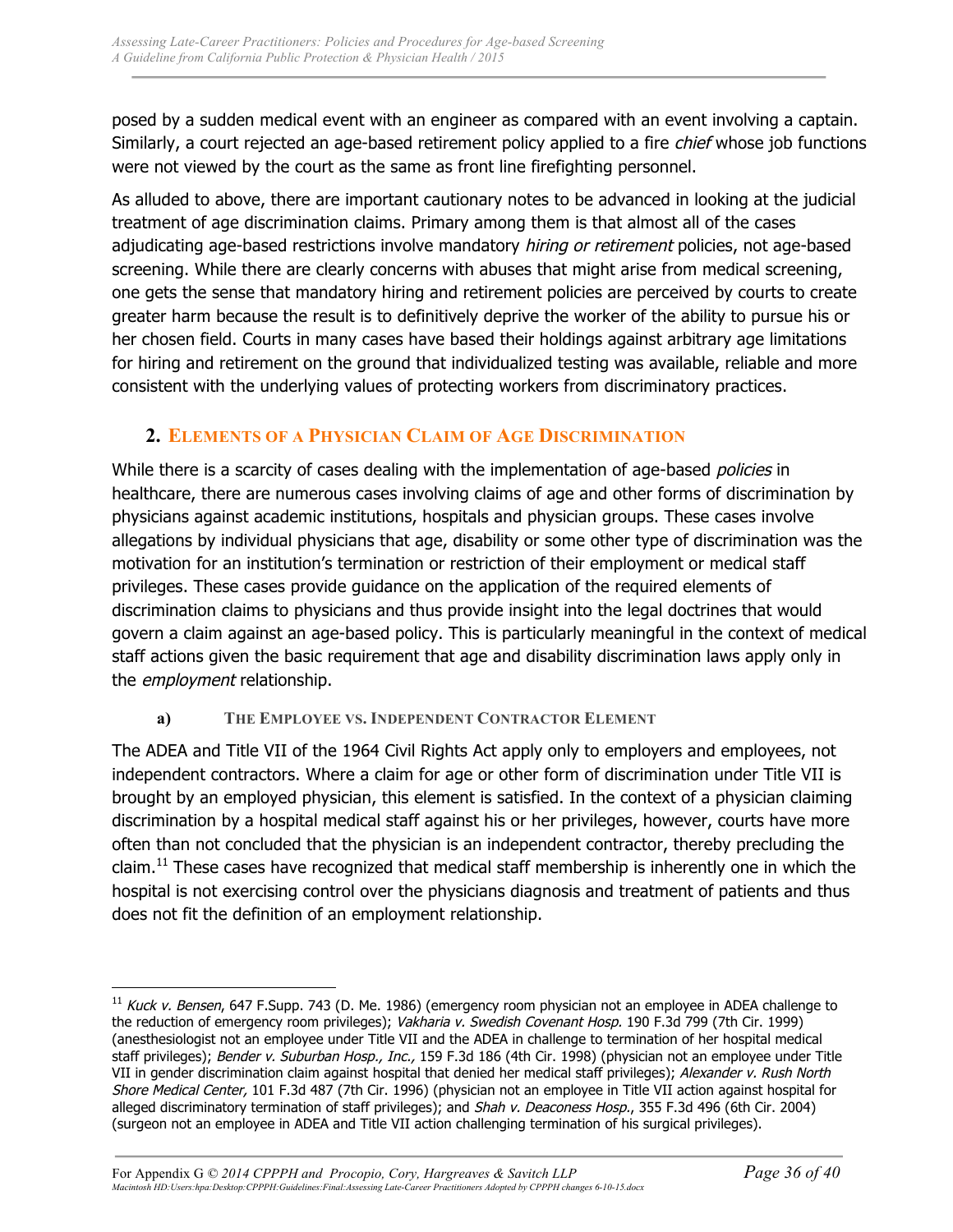posed by a sudden medical event with an engineer as compared with an event involving a captain. Similarly, a court rejected an age-based retirement policy applied to a fire *chief* whose job functions were not viewed by the court as the same as front line firefighting personnel.

As alluded to above, there are important cautionary notes to be advanced in looking at the judicial treatment of age discrimination claims. Primary among them is that almost all of the cases adjudicating age-based restrictions involve mandatory *hiring or retirement* policies, not age-based screening. While there are clearly concerns with abuses that might arise from medical screening, one gets the sense that mandatory hiring and retirement policies are perceived by courts to create greater harm because the result is to definitively deprive the worker of the ability to pursue his or her chosen field. Courts in many cases have based their holdings against arbitrary age limitations for hiring and retirement on the ground that individualized testing was available, reliable and more consistent with the underlying values of protecting workers from discriminatory practices.

## 2. Elements of a Physician Claim of Age Discrimination

While there is a scarcity of cases dealing with the implementation of age-based *policies* in healthcare, there are numerous cases involving claims of age and other forms of discrimination by physicians against academic institutions, hospitals and physician groups. These cases involve allegations by individual physicians that age, disability or some other type of discrimination was the motivation for an institution's termination or restriction of their employment or medical staff privileges. These cases provide guidance on the application of the required elements of discrimination claims to physicians and thus provide insight into the legal doctrines that would govern a claim against an age-based policy. This is particularly meaningful in the context of medical staff actions given the basic requirement that age and disability discrimination laws apply only in the *employment* relationship.

### a) The Employee vs. Independent Contractor Element

The ADEA and Title VII of the 1964 Civil Rights Act apply only to employers and employees, not independent contractors. Where a claim for age or other form of discrimination under Title VII is brought by an employed physician, this element is satisfied. In the context of a physician claiming discrimination by a hospital medical staff against his or her privileges, however, courts have more often than not concluded that the physician is an independent contractor, thereby precluding the claim.[11] These cases have recognized that medical staff membership is inherently one in which the hospital is not exercising control over the physicians diagnosis and treatment of patients and thus does not fit the definition of an employment relationship.

---

[11] *Kuck v. Bensen*, 647 F.Supp. 743 (D. Me. 1986) (emergency room physician not an employee in ADEA challenge to the reduction of emergency room privileges); *Vakharia v. Swedish Covenant Hosp.* 190 F.3d 799 (7th Cir. 1999) (anesthesiologist not an employee under Title VII and the ADEA in challenge to termination of her hospital medical staff privileges); *Bender v. Suburban Hosp., Inc.,* 159 F.3d 186 (4th Cir. 1998) (physician not an employee under Title VII in gender discrimination claim against hospital that denied her medical staff privileges); *Alexander v. Rush North Shore Medical Center,* 101 F.3d 487 (7th Cir. 1996) (physician not an employee in Title VII action against hospital for alleged discriminatory termination of staff privileges); and *Shah v. Deaconess Hosp.*, 355 F.3d 496 (6th Cir. 2004) (surgeon not an employee in ADEA and Title VII action challenging termination of his surgical privileges).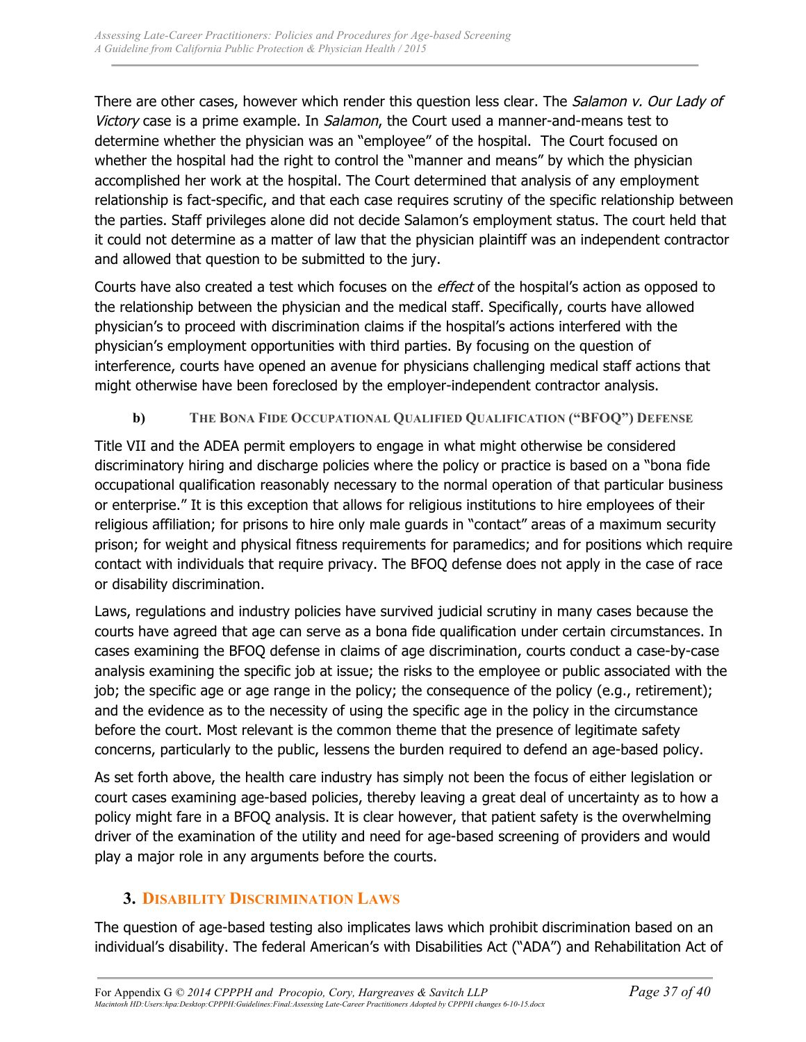There are other cases, however which render this question less clear. The *Salamon v. Our Lady of Victory* case is a prime example. In *Salamon*, the Court used a manner-and-means test to determine whether the physician was an "employee" of the hospital. The Court focused on whether the hospital had the right to control the "manner and means" by which the physician accomplished her work at the hospital. The Court determined that analysis of any employment relationship is fact-specific, and that each case requires scrutiny of the specific relationship between the parties. Staff privileges alone did not decide Salamon's employment status. The court held that it could not determine as a matter of law that the physician plaintiff was an independent contractor and allowed that question to be submitted to the jury.

Courts have also created a test which focuses on the *effect* of the hospital's action as opposed to the relationship between the physician and the medical staff. Specifically, courts have allowed physician's to proceed with discrimination claims if the hospital's actions interfered with the physician's employment opportunities with third parties. By focusing on the question of interference, courts have opened an avenue for physicians challenging medical staff actions that might otherwise have been foreclosed by the employer-independent contractor analysis.

#### b) The Bona Fide Occupational Qualified Qualification ("BFOQ") Defense

Title VII and the ADEA permit employers to engage in what might otherwise be considered discriminatory hiring and discharge policies where the policy or practice is based on a "bona fide occupational qualification reasonably necessary to the normal operation of that particular business or enterprise." It is this exception that allows for religious institutions to hire employees of their religious affiliation; for prisons to hire only male guards in "contact" areas of a maximum security prison; for weight and physical fitness requirements for paramedics; and for positions which require contact with individuals that require privacy. The BFOQ defense does not apply in the case of race or disability discrimination.

Laws, regulations and industry policies have survived judicial scrutiny in many cases because the courts have agreed that age can serve as a bona fide qualification under certain circumstances. In cases examining the BFOQ defense in claims of age discrimination, courts conduct a case-by-case analysis examining the specific job at issue; the risks to the employee or public associated with the job; the specific age or age range in the policy; the consequence of the policy (e.g., retirement); and the evidence as to the necessity of using the specific age in the policy in the circumstance before the court. Most relevant is the common theme that the presence of legitimate safety concerns, particularly to the public, lessens the burden required to defend an age-based policy.

As set forth above, the health care industry has simply not been the focus of either legislation or court cases examining age-based policies, thereby leaving a great deal of uncertainty as to how a policy might fare in a BFOQ analysis. It is clear however, that patient safety is the overwhelming driver of the examination of the utility and need for age-based screening of providers and would play a major role in any arguments before the courts.

### 3. Disability Discrimination Laws

The question of age-based testing also implicates laws which prohibit discrimination based on an individual's disability. The federal American's with Disabilities Act ("ADA") and Rehabilitation Act of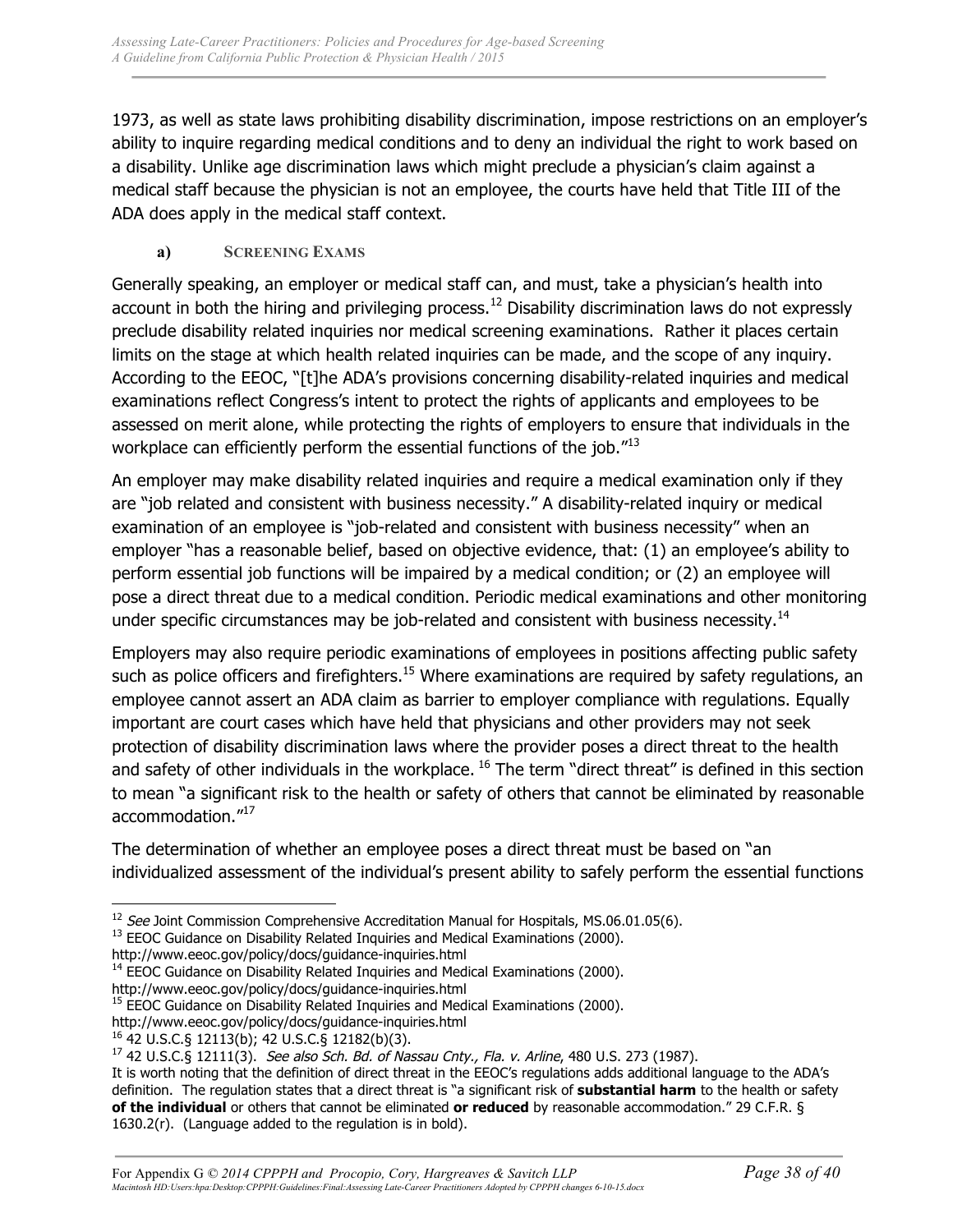1973, as well as state laws prohibiting disability discrimination, impose restrictions on an employer's ability to inquire regarding medical conditions and to deny an individual the right to work based on a disability. Unlike age discrimination laws which might preclude a physician's claim against a medical staff because the physician is not an employee, the courts have held that Title III of the ADA does apply in the medical staff context.

#### a) Screening Exams

Generally speaking, an employer or medical staff can, and must, take a physician's health into account in both the hiring and privileging process.[12] Disability discrimination laws do not expressly preclude disability related inquiries nor medical screening examinations. Rather it places certain limits on the stage at which health related inquiries can be made, and the scope of any inquiry. According to the EEOC, "[t]he ADA's provisions concerning disability-related inquiries and medical examinations reflect Congress's intent to protect the rights of applicants and employees to be assessed on merit alone, while protecting the rights of employers to ensure that individuals in the workplace can efficiently perform the essential functions of the job."[13]

An employer may make disability related inquiries and require a medical examination only if they are "job related and consistent with business necessity." A disability-related inquiry or medical examination of an employee is "job-related and consistent with business necessity" when an employer "has a reasonable belief, based on objective evidence, that: (1) an employee's ability to perform essential job functions will be impaired by a medical condition; or (2) an employee will pose a direct threat due to a medical condition. Periodic medical examinations and other monitoring under specific circumstances may be job-related and consistent with business necessity.[14]

Employers may also require periodic examinations of employees in positions affecting public safety such as police officers and firefighters.[15] Where examinations are required by safety regulations, an employee cannot assert an ADA claim as barrier to employer compliance with regulations. Equally important are court cases which have held that physicians and other providers may not seek protection of disability discrimination laws where the provider poses a direct threat to the health and safety of other individuals in the workplace. [16] The term "direct threat" is defined in this section to mean "a significant risk to the health or safety of others that cannot be eliminated by reasonable accommodation."[17]

The determination of whether an employee poses a direct threat must be based on "an individualized assessment of the individual's present ability to safely perform the essential functions

---

[12] *See* Joint Commission Comprehensive Accreditation Manual for Hospitals, MS.06.01.05(6).

[13] EEOC Guidance on Disability Related Inquiries and Medical Examinations (2000). http://www.eeoc.gov/policy/docs/guidance-inquiries.html

[14] EEOC Guidance on Disability Related Inquiries and Medical Examinations (2000). http://www.eeoc.gov/policy/docs/guidance-inquiries.html

[15] EEOC Guidance on Disability Related Inquiries and Medical Examinations (2000). http://www.eeoc.gov/policy/docs/guidance-inquiries.html

[16] 42 U.S.C.§ 12113(b); 42 U.S.C.§ 12182(b)(3).

[17] 42 U.S.C.§ 12111(3). *See also Sch. Bd. of Nassau Cnty., Fla. v. Arline*, 480 U.S. 273 (1987).
It is worth noting that the definition of direct threat in the EEOC's regulations adds additional language to the ADA's definition. The regulation states that a direct threat is "a significant risk of **substantial harm** to the health or safety **of the individual** or others that cannot be eliminated **or reduced** by reasonable accommodation." 29 C.F.R. § 1630.2(r). (Language added to the regulation is in bold).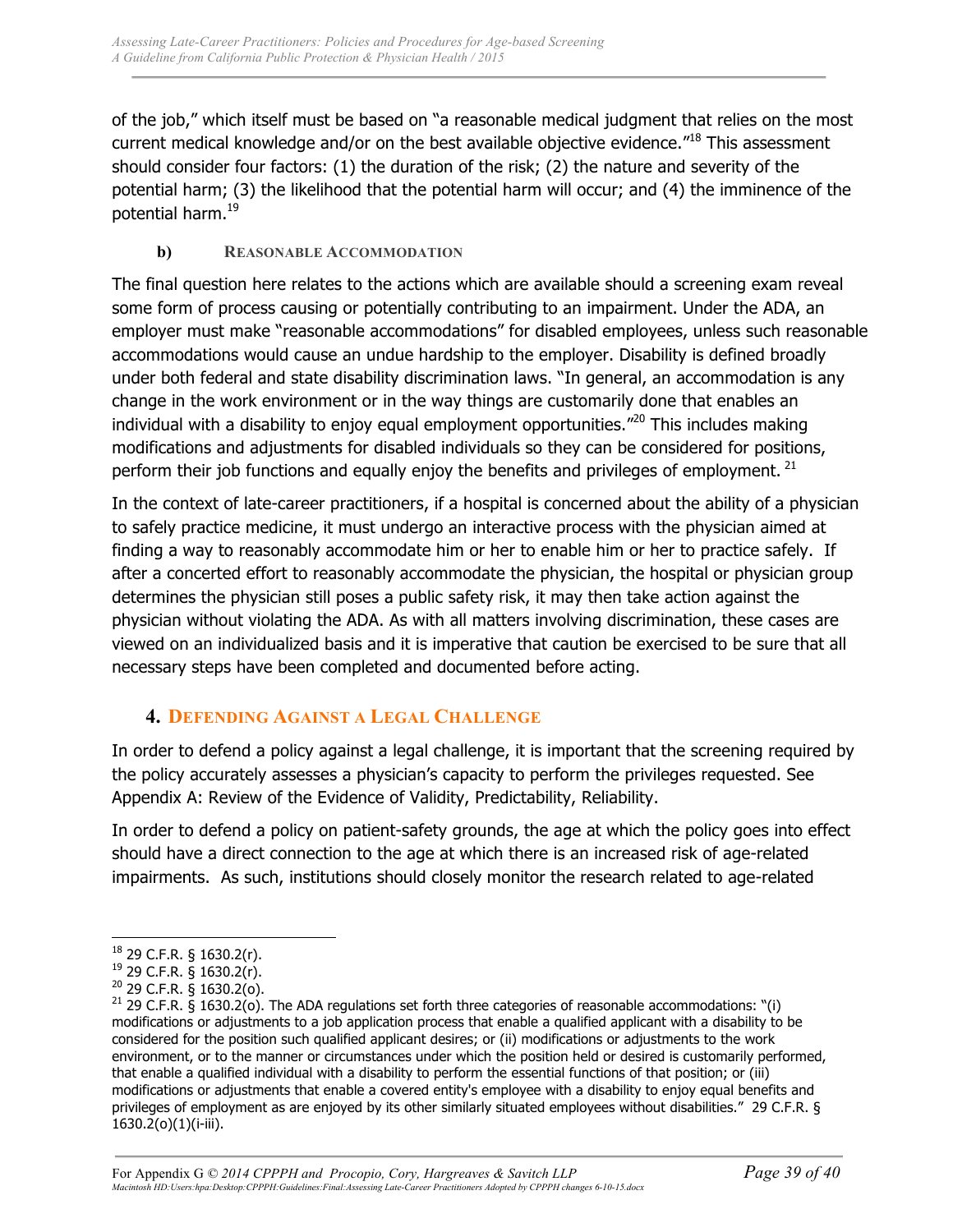of the job," which itself must be based on "a reasonable medical judgment that relies on the most current medical knowledge and/or on the best available objective evidence."[18] This assessment should consider four factors: (1) the duration of the risk; (2) the nature and severity of the potential harm; (3) the likelihood that the potential harm will occur; and (4) the imminence of the potential harm.[19]

#### b) Reasonable Accommodation

The final question here relates to the actions which are available should a screening exam reveal some form of process causing or potentially contributing to an impairment. Under the ADA, an employer must make "reasonable accommodations" for disabled employees, unless such reasonable accommodations would cause an undue hardship to the employer. Disability is defined broadly under both federal and state disability discrimination laws. "In general, an accommodation is any change in the work environment or in the way things are customarily done that enables an individual with a disability to enjoy equal employment opportunities."[20] This includes making modifications and adjustments for disabled individuals so they can be considered for positions, perform their job functions and equally enjoy the benefits and privileges of employment.[21]

In the context of late-career practitioners, if a hospital is concerned about the ability of a physician to safely practice medicine, it must undergo an interactive process with the physician aimed at finding a way to reasonably accommodate him or her to enable him or her to practice safely. If after a concerted effort to reasonably accommodate the physician, the hospital or physician group determines the physician still poses a public safety risk, it may then take action against the physician without violating the ADA. As with all matters involving discrimination, these cases are viewed on an individualized basis and it is imperative that caution be exercised to be sure that all necessary steps have been completed and documented before acting.

### 4. Defending Against a Legal Challenge

In order to defend a policy against a legal challenge, it is important that the screening required by the policy accurately assesses a physician's capacity to perform the privileges requested. See Appendix A: Review of the Evidence of Validity, Predictability, Reliability.

In order to defend a policy on patient-safety grounds, the age at which the policy goes into effect should have a direct connection to the age at which there is an increased risk of age-related impairments. As such, institutions should closely monitor the research related to age-related

---

[18] 29 C.F.R. § 1630.2(r).

[19] 29 C.F.R. § 1630.2(r).

[20] 29 C.F.R. § 1630.2(o).

[21] 29 C.F.R. § 1630.2(o). The ADA regulations set forth three categories of reasonable accommodations: "(i) modifications or adjustments to a job application process that enable a qualified applicant with a disability to be considered for the position such qualified applicant desires; or (ii) modifications or adjustments to the work environment, or to the manner or circumstances under which the position held or desired is customarily performed, that enable a qualified individual with a disability to perform the essential functions of that position; or (iii) modifications or adjustments that enable a covered entity's employee with a disability to enjoy equal benefits and privileges of employment as are enjoyed by its other similarly situated employees without disabilities." 29 C.F.R. § 1630.2(o)(1)(i-iii).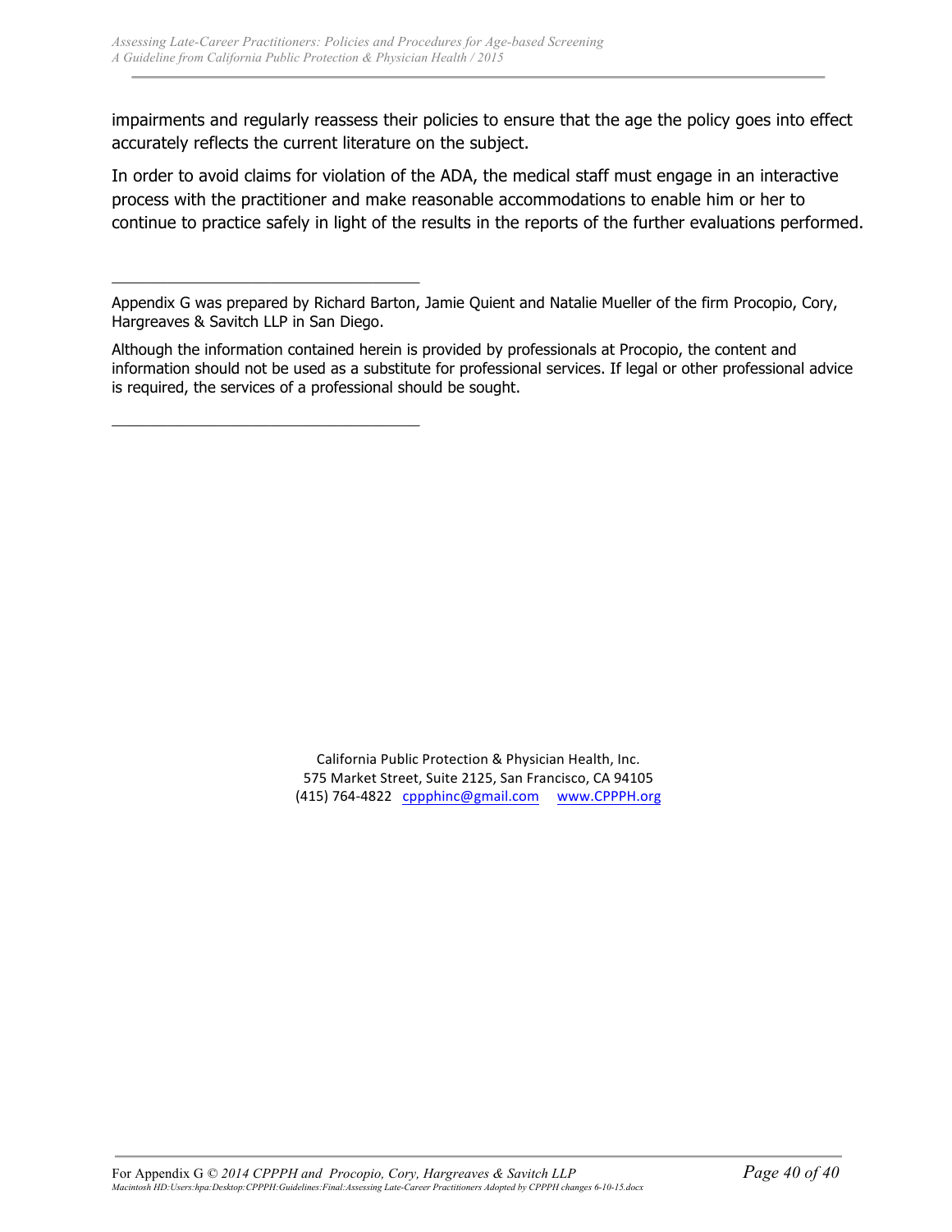impairments and regularly reassess their policies to ensure that the age the policy goes into effect accurately reflects the current literature on the subject.

In order to avoid claims for violation of the ADA, the medical staff must engage in an interactive process with the practitioner and make reasonable accommodations to enable him or her to continue to practice safely in light of the results in the reports of the further evaluations performed.

---

Appendix G was prepared by Richard Barton, Jamie Quient and Natalie Mueller of the firm Procopio, Cory, Hargreaves & Savitch LLP in San Diego.

Although the information contained herein is provided by professionals at Procopio, the content and information should not be used as a substitute for professional services. If legal or other professional advice is required, the services of a professional should be sought.

---

California Public Protection & Physician Health, Inc.
575 Market Street, Suite 2125, San Francisco, CA 94105
(415) 764-4822 cppphinc@gmail.com www.CPPPH.org

For Appendix G © *2014 CPPPH and Procopio, Cory, Hargreaves & Savitch LLP*